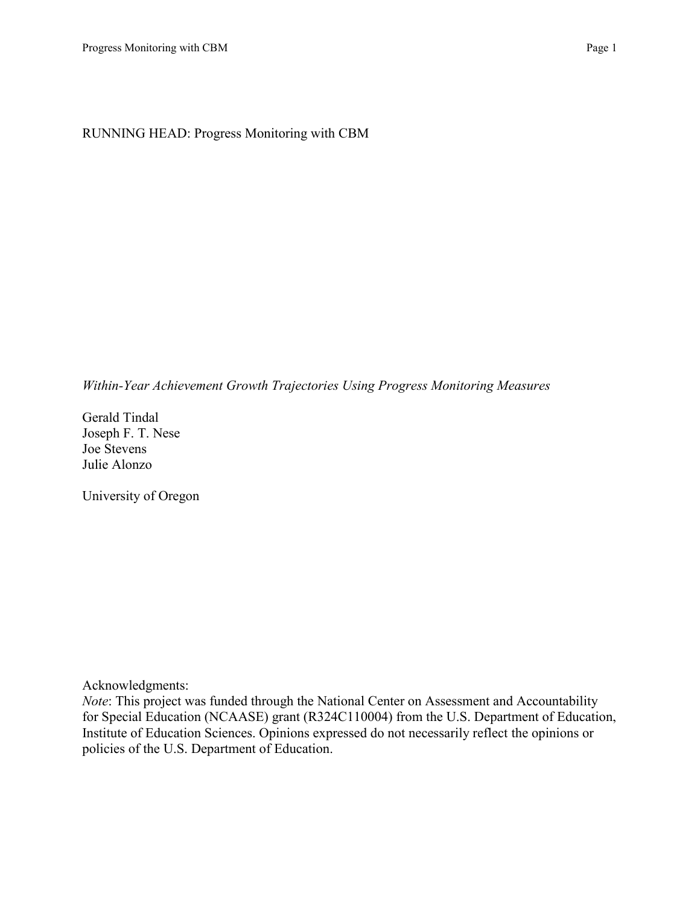RUNNING HEAD: Progress Monitoring with CBM

*Within-Year Achievement Growth Trajectories Using Progress Monitoring Measures*

Gerald Tindal
Joseph F. T. Nese
Joe Stevens
Julie Alonzo

University of Oregon

Acknowledgments:
*Note*: This project was funded through the National Center on Assessment and Accountability for Special Education (NCAASE) grant (R324C110004) from the U.S. Department of Education, Institute of Education Sciences. Opinions expressed do not necessarily reflect the opinions or policies of the U.S. Department of Education.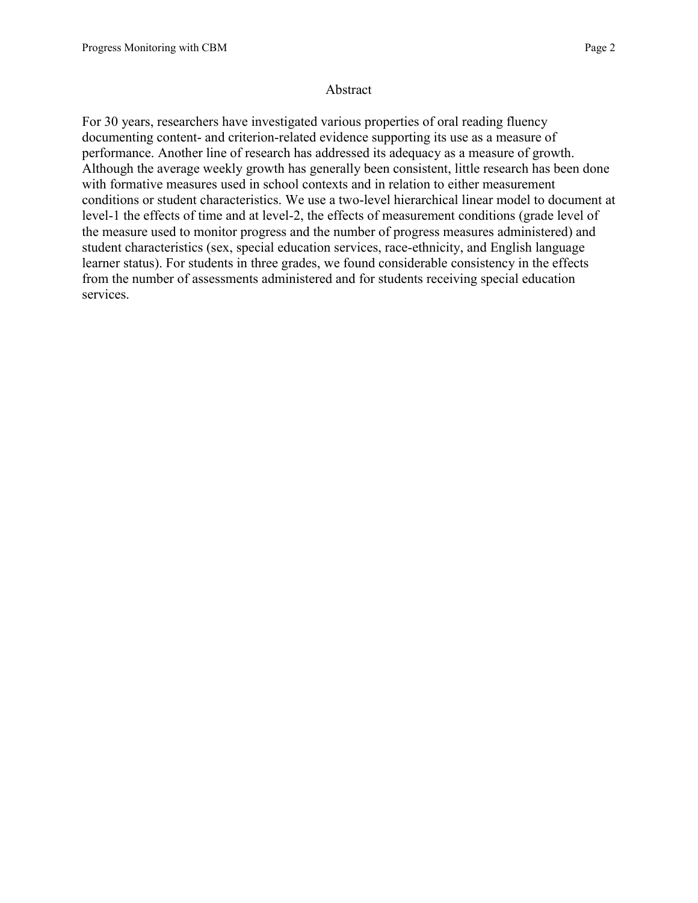# Abstract

For 30 years, researchers have investigated various properties of oral reading fluency documenting content- and criterion-related evidence supporting its use as a measure of performance. Another line of research has addressed its adequacy as a measure of growth. Although the average weekly growth has generally been consistent, little research has been done with formative measures used in school contexts and in relation to either measurement conditions or student characteristics. We use a two-level hierarchical linear model to document at level-1 the effects of time and at level-2, the effects of measurement conditions (grade level of the measure used to monitor progress and the number of progress measures administered) and student characteristics (sex, special education services, race-ethnicity, and English language learner status). For students in three grades, we found considerable consistency in the effects from the number of assessments administered and for students receiving special education services.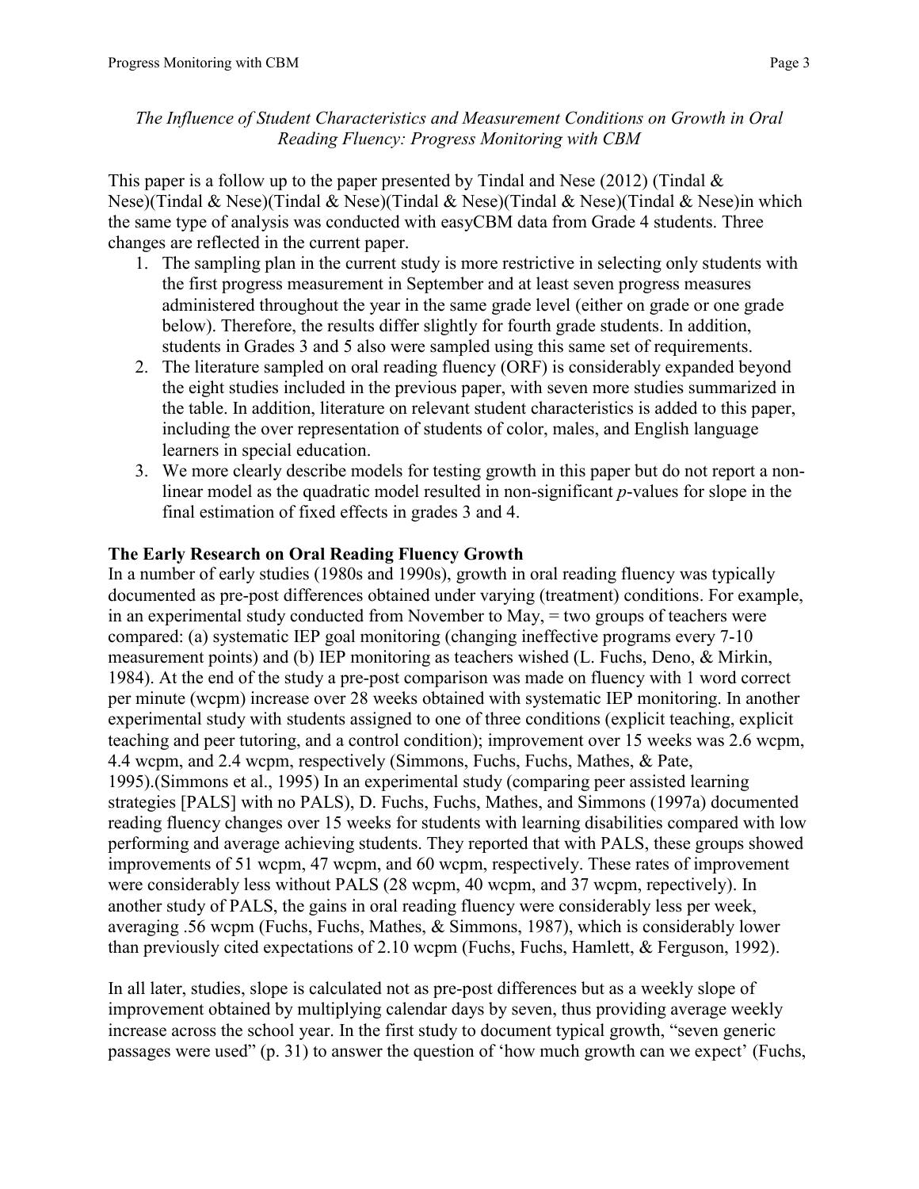*The Influence of Student Characteristics and Measurement Conditions on Growth in Oral Reading Fluency: Progress Monitoring with CBM*

This paper is a follow up to the paper presented by Tindal and Nese (2012) (Tindal & Nese)(Tindal & Nese)(Tindal & Nese)(Tindal & Nese)(Tindal & Nese)(Tindal & Nese)in which the same type of analysis was conducted with easyCBM data from Grade 4 students. Three changes are reflected in the current paper.

1. The sampling plan in the current study is more restrictive in selecting only students with the first progress measurement in September and at least seven progress measures administered throughout the year in the same grade level (either on grade or one grade below). Therefore, the results differ slightly for fourth grade students. In addition, students in Grades 3 and 5 also were sampled using this same set of requirements.
2. The literature sampled on oral reading fluency (ORF) is considerably expanded beyond the eight studies included in the previous paper, with seven more studies summarized in the table. In addition, literature on relevant student characteristics is added to this paper, including the over representation of students of color, males, and English language learners in special education.
3. We more clearly describe models for testing growth in this paper but do not report a non-linear model as the quadratic model resulted in non-significant *p*-values for slope in the final estimation of fixed effects in grades 3 and 4.

**The Early Research on Oral Reading Fluency Growth**

In a number of early studies (1980s and 1990s), growth in oral reading fluency was typically documented as pre-post differences obtained under varying (treatment) conditions. For example, in an experimental study conducted from November to May, = two groups of teachers were compared: (a) systematic IEP goal monitoring (changing ineffective programs every 7-10 measurement points) and (b) IEP monitoring as teachers wished (L. Fuchs, Deno, & Mirkin, 1984). At the end of the study a pre-post comparison was made on fluency with 1 word correct per minute (wcpm) increase over 28 weeks obtained with systematic IEP monitoring. In another experimental study with students assigned to one of three conditions (explicit teaching, explicit teaching and peer tutoring, and a control condition); improvement over 15 weeks was 2.6 wcpm, 4.4 wcpm, and 2.4 wcpm, respectively (Simmons, Fuchs, Fuchs, Mathes, & Pate, 1995).(Simmons et al., 1995) In an experimental study (comparing peer assisted learning strategies [PALS] with no PALS), D. Fuchs, Fuchs, Mathes, and Simmons (1997a) documented reading fluency changes over 15 weeks for students with learning disabilities compared with low performing and average achieving students. They reported that with PALS, these groups showed improvements of 51 wcpm, 47 wcpm, and 60 wcpm, respectively. These rates of improvement were considerably less without PALS (28 wcpm, 40 wcpm, and 37 wcpm, repectively). In another study of PALS, the gains in oral reading fluency were considerably less per week, averaging .56 wcpm (Fuchs, Fuchs, Mathes, & Simmons, 1987), which is considerably lower than previously cited expectations of 2.10 wcpm (Fuchs, Fuchs, Hamlett, & Ferguson, 1992).

In all later, studies, slope is calculated not as pre-post differences but as a weekly slope of improvement obtained by multiplying calendar days by seven, thus providing average weekly increase across the school year. In the first study to document typical growth, "seven generic passages were used" (p. 31) to answer the question of 'how much growth can we expect' (Fuchs,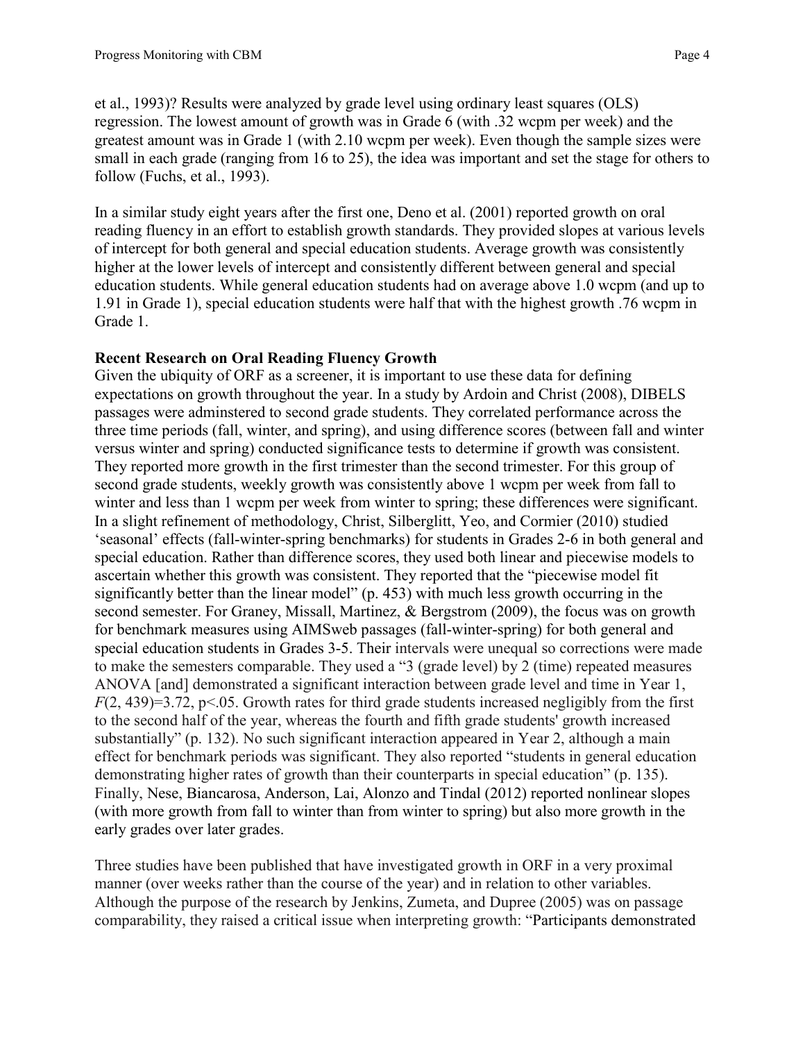et al., 1993)? Results were analyzed by grade level using ordinary least squares (OLS) regression. The lowest amount of growth was in Grade 6 (with .32 wcpm per week) and the greatest amount was in Grade 1 (with 2.10 wcpm per week). Even though the sample sizes were small in each grade (ranging from 16 to 25), the idea was important and set the stage for others to follow (Fuchs, et al., 1993).

In a similar study eight years after the first one, Deno et al. (2001) reported growth on oral reading fluency in an effort to establish growth standards. They provided slopes at various levels of intercept for both general and special education students. Average growth was consistently higher at the lower levels of intercept and consistently different between general and special education students. While general education students had on average above 1.0 wcpm (and up to 1.91 in Grade 1), special education students were half that with the highest growth .76 wcpm in Grade 1.

**Recent Research on Oral Reading Fluency Growth**

Given the ubiquity of ORF as a screener, it is important to use these data for defining expectations on growth throughout the year. In a study by Ardoin and Christ (2008), DIBELS passages were adminstered to second grade students. They correlated performance across the three time periods (fall, winter, and spring), and using difference scores (between fall and winter versus winter and spring) conducted significance tests to determine if growth was consistent. They reported more growth in the first trimester than the second trimester. For this group of second grade students, weekly growth was consistently above 1 wcpm per week from fall to winter and less than 1 wcpm per week from winter to spring; these differences were significant. In a slight refinement of methodology, Christ, Silberglitt, Yeo, and Cormier (2010) studied 'seasonal' effects (fall-winter-spring benchmarks) for students in Grades 2-6 in both general and special education. Rather than difference scores, they used both linear and piecewise models to ascertain whether this growth was consistent. They reported that the "piecewise model fit significantly better than the linear model" (p. 453) with much less growth occurring in the second semester. For Graney, Missall, Martinez, & Bergstrom (2009), the focus was on growth for benchmark measures using AIMSweb passages (fall-winter-spring) for both general and special education students in Grades 3-5. Their intervals were unequal so corrections were made to make the semesters comparable. They used a "3 (grade level) by 2 (time) repeated measures ANOVA [and] demonstrated a significant interaction between grade level and time in Year 1, $F(2, 439)=3.72$, $p<.05$. Growth rates for third grade students increased negligibly from the first to the second half of the year, whereas the fourth and fifth grade students' growth increased substantially" (p. 132). No such significant interaction appeared in Year 2, although a main effect for benchmark periods was significant. They also reported "students in general education demonstrating higher rates of growth than their counterparts in special education" (p. 135). Finally, Nese, Biancarosa, Anderson, Lai, Alonzo and Tindal (2012) reported nonlinear slopes (with more growth from fall to winter than from winter to spring) but also more growth in the early grades over later grades.

Three studies have been published that have investigated growth in ORF in a very proximal manner (over weeks rather than the course of the year) and in relation to other variables. Although the purpose of the research by Jenkins, Zumeta, and Dupree (2005) was on passage comparability, they raised a critical issue when interpreting growth: "Participants demonstrated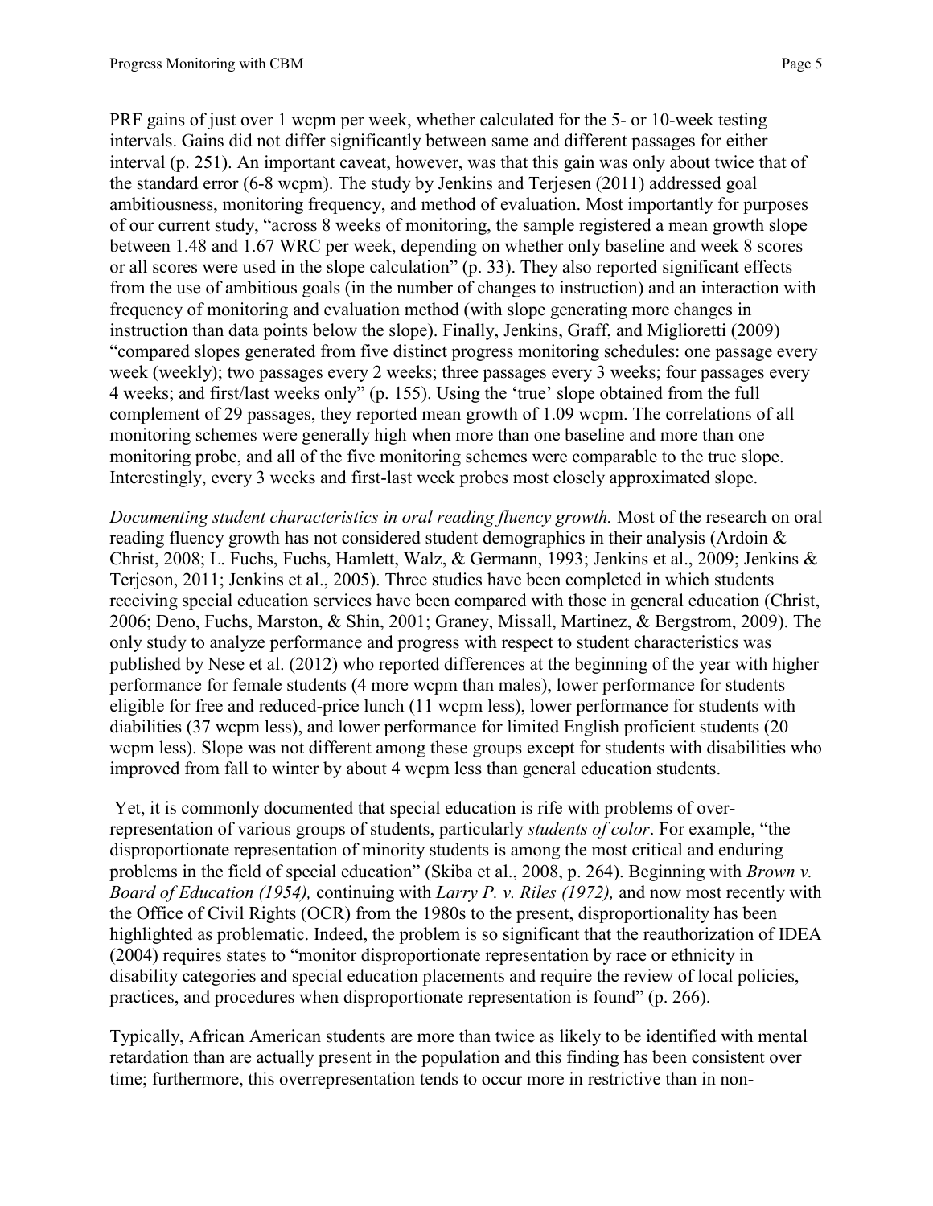PRF gains of just over 1 wcpm per week, whether calculated for the 5- or 10-week testing intervals. Gains did not differ significantly between same and different passages for either interval (p. 251). An important caveat, however, was that this gain was only about twice that of the standard error (6-8 wcpm). The study by Jenkins and Terjesen (2011) addressed goal ambitiousness, monitoring frequency, and method of evaluation. Most importantly for purposes of our current study, "across 8 weeks of monitoring, the sample registered a mean growth slope between 1.48 and 1.67 WRC per week, depending on whether only baseline and week 8 scores or all scores were used in the slope calculation" (p. 33). They also reported significant effects from the use of ambitious goals (in the number of changes to instruction) and an interaction with frequency of monitoring and evaluation method (with slope generating more changes in instruction than data points below the slope). Finally, Jenkins, Graff, and Miglioretti (2009) "compared slopes generated from five distinct progress monitoring schedules: one passage every week (weekly); two passages every 2 weeks; three passages every 3 weeks; four passages every 4 weeks; and first/last weeks only" (p. 155). Using the 'true' slope obtained from the full complement of 29 passages, they reported mean growth of 1.09 wcpm. The correlations of all monitoring schemes were generally high when more than one baseline and more than one monitoring probe, and all of the five monitoring schemes were comparable to the true slope. Interestingly, every 3 weeks and first-last week probes most closely approximated slope.

*Documenting student characteristics in oral reading fluency growth.* Most of the research on oral reading fluency growth has not considered student demographics in their analysis (Ardoin & Christ, 2008; L. Fuchs, Fuchs, Hamlett, Walz, & Germann, 1993; Jenkins et al., 2009; Jenkins & Terjeson, 2011; Jenkins et al., 2005). Three studies have been completed in which students receiving special education services have been compared with those in general education (Christ, 2006; Deno, Fuchs, Marston, & Shin, 2001; Graney, Missall, Martinez, & Bergstrom, 2009). The only study to analyze performance and progress with respect to student characteristics was published by Nese et al. (2012) who reported differences at the beginning of the year with higher performance for female students (4 more wcpm than males), lower performance for students eligible for free and reduced-price lunch (11 wcpm less), lower performance for students with diabilities (37 wcpm less), and lower performance for limited English proficient students (20 wcpm less). Slope was not different among these groups except for students with disabilities who improved from fall to winter by about 4 wcpm less than general education students.

Yet, it is commonly documented that special education is rife with problems of over-representation of various groups of students, particularly *students of color*. For example, "the disproportionate representation of minority students is among the most critical and enduring problems in the field of special education" (Skiba et al., 2008, p. 264). Beginning with *Brown v. Board of Education (1954),* continuing with *Larry P. v. Riles (1972),* and now most recently with the Office of Civil Rights (OCR) from the 1980s to the present, disproportionality has been highlighted as problematic. Indeed, the problem is so significant that the reauthorization of IDEA (2004) requires states to "monitor disproportionate representation by race or ethnicity in disability categories and special education placements and require the review of local policies, practices, and procedures when disproportionate representation is found" (p. 266).

Typically, African American students are more than twice as likely to be identified with mental retardation than are actually present in the population and this finding has been consistent over time; furthermore, this overrepresentation tends to occur more in restrictive than in non-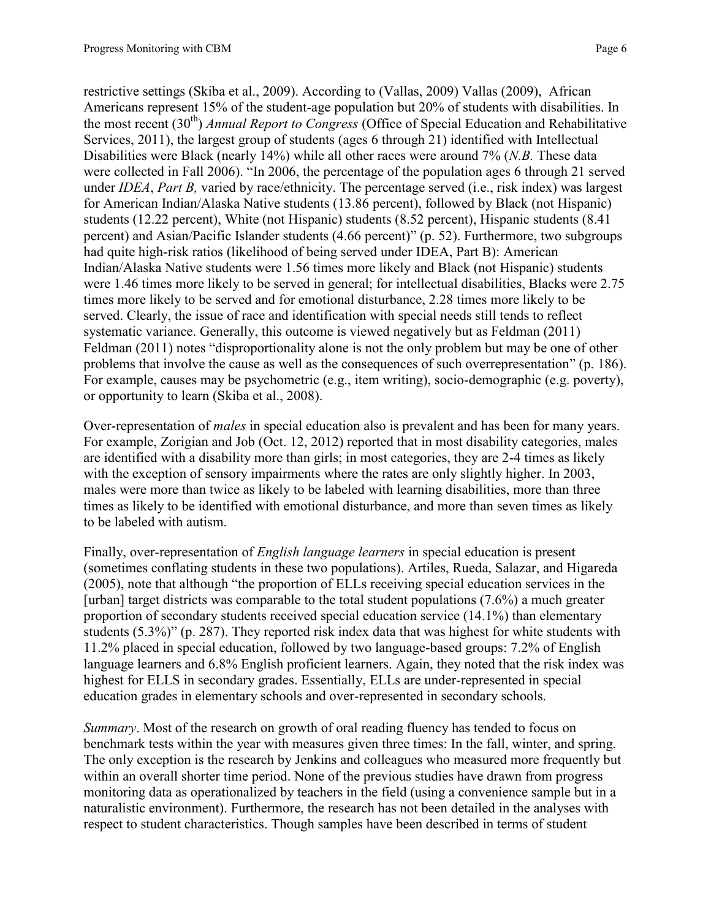restrictive settings (Skiba et al., 2009). According to (Vallas, 2009) Vallas (2009), African Americans represent 15% of the student-age population but 20% of students with disabilities. In the most recent (30th) *Annual Report to Congress* (Office of Special Education and Rehabilitative Services, 2011), the largest group of students (ages 6 through 21) identified with Intellectual Disabilities were Black (nearly 14%) while all other races were around 7% (*N.B.* These data were collected in Fall 2006). "In 2006, the percentage of the population ages 6 through 21 served under *IDEA*, *Part B,* varied by race/ethnicity. The percentage served (i.e., risk index) was largest for American Indian/Alaska Native students (13.86 percent), followed by Black (not Hispanic) students (12.22 percent), White (not Hispanic) students (8.52 percent), Hispanic students (8.41 percent) and Asian/Pacific Islander students (4.66 percent)" (p. 52). Furthermore, two subgroups had quite high-risk ratios (likelihood of being served under IDEA, Part B): American Indian/Alaska Native students were 1.56 times more likely and Black (not Hispanic) students were 1.46 times more likely to be served in general; for intellectual disabilities, Blacks were 2.75 times more likely to be served and for emotional disturbance, 2.28 times more likely to be served. Clearly, the issue of race and identification with special needs still tends to reflect systematic variance. Generally, this outcome is viewed negatively but as Feldman (2011) Feldman (2011) notes "disproportionality alone is not the only problem but may be one of other problems that involve the cause as well as the consequences of such overrepresentation" (p. 186). For example, causes may be psychometric (e.g., item writing), socio-demographic (e.g. poverty), or opportunity to learn (Skiba et al., 2008).

Over-representation of *males* in special education also is prevalent and has been for many years. For example, Zorigian and Job (Oct. 12, 2012) reported that in most disability categories, males are identified with a disability more than girls; in most categories, they are 2-4 times as likely with the exception of sensory impairments where the rates are only slightly higher. In 2003, males were more than twice as likely to be labeled with learning disabilities, more than three times as likely to be identified with emotional disturbance, and more than seven times as likely to be labeled with autism.

Finally, over-representation of *English language learners* in special education is present (sometimes conflating students in these two populations). Artiles, Rueda, Salazar, and Higareda (2005), note that although "the proportion of ELLs receiving special education services in the [urban] target districts was comparable to the total student populations (7.6%) a much greater proportion of secondary students received special education service (14.1%) than elementary students (5.3%)" (p. 287). They reported risk index data that was highest for white students with 11.2% placed in special education, followed by two language-based groups: 7.2% of English language learners and 6.8% English proficient learners. Again, they noted that the risk index was highest for ELLS in secondary grades. Essentially, ELLs are under-represented in special education grades in elementary schools and over-represented in secondary schools.

*Summary*. Most of the research on growth of oral reading fluency has tended to focus on benchmark tests within the year with measures given three times: In the fall, winter, and spring. The only exception is the research by Jenkins and colleagues who measured more frequently but within an overall shorter time period. None of the previous studies have drawn from progress monitoring data as operationalized by teachers in the field (using a convenience sample but in a naturalistic environment). Furthermore, the research has not been detailed in the analyses with respect to student characteristics. Though samples have been described in terms of student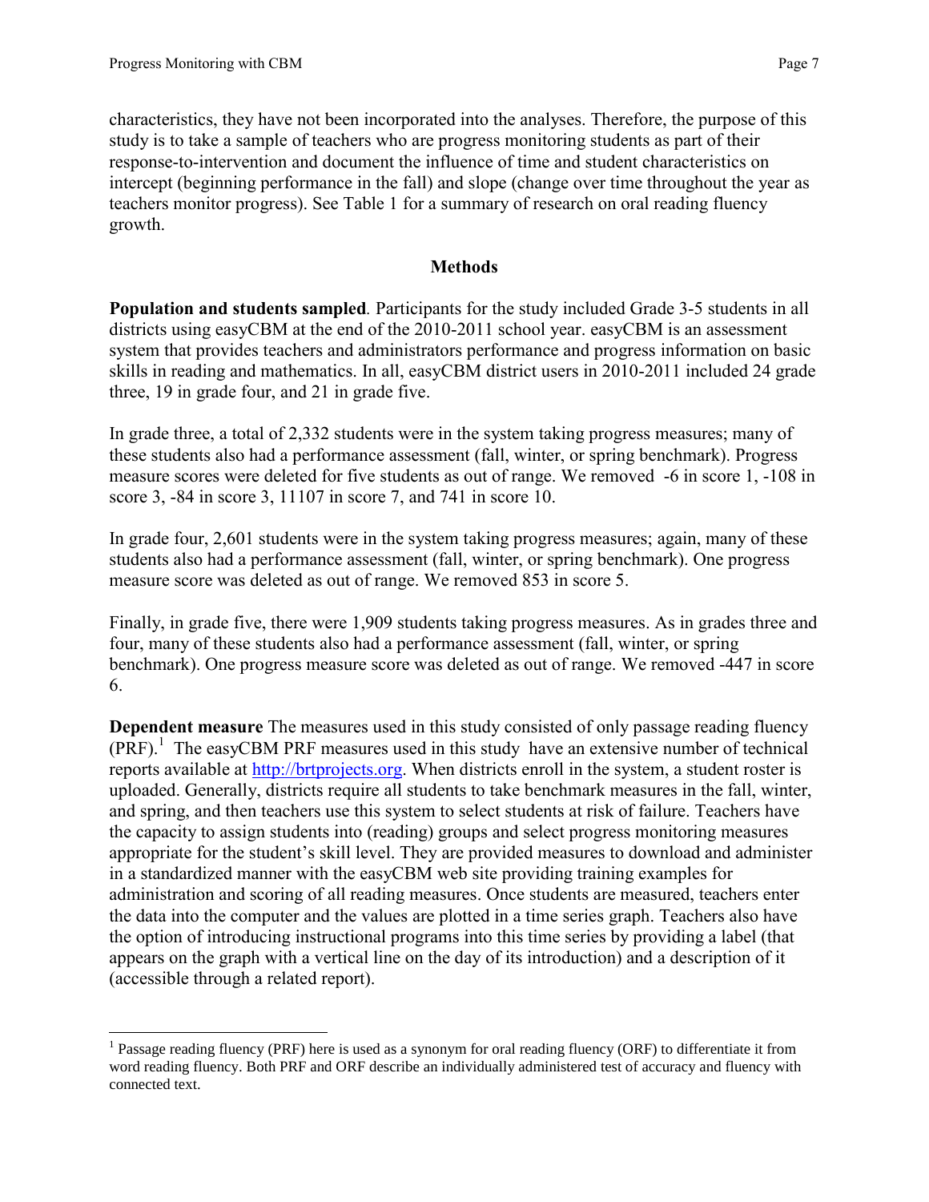characteristics, they have not been incorporated into the analyses. Therefore, the purpose of this study is to take a sample of teachers who are progress monitoring students as part of their response-to-intervention and document the influence of time and student characteristics on intercept (beginning performance in the fall) and slope (change over time throughout the year as teachers monitor progress). See Table 1 for a summary of research on oral reading fluency growth.

## Methods

**Population and students sampled**. Participants for the study included Grade 3-5 students in all districts using easyCBM at the end of the 2010-2011 school year. easyCBM is an assessment system that provides teachers and administrators performance and progress information on basic skills in reading and mathematics. In all, easyCBM district users in 2010-2011 included 24 grade three, 19 in grade four, and 21 in grade five.

In grade three, a total of 2,332 students were in the system taking progress measures; many of these students also had a performance assessment (fall, winter, or spring benchmark). Progress measure scores were deleted for five students as out of range. We removed -6 in score 1, -108 in score 3, -84 in score 3, 11107 in score 7, and 741 in score 10.

In grade four, 2,601 students were in the system taking progress measures; again, many of these students also had a performance assessment (fall, winter, or spring benchmark). One progress measure score was deleted as out of range. We removed 853 in score 5.

Finally, in grade five, there were 1,909 students taking progress measures. As in grades three and four, many of these students also had a performance assessment (fall, winter, or spring benchmark). One progress measure score was deleted as out of range. We removed -447 in score 6.

**Dependent measure** The measures used in this study consisted of only passage reading fluency (PRF).[1] The easyCBM PRF measures used in this study have an extensive number of technical reports available at http://brtprojects.org. When districts enroll in the system, a student roster is uploaded. Generally, districts require all students to take benchmark measures in the fall, winter, and spring, and then teachers use this system to select students at risk of failure. Teachers have the capacity to assign students into (reading) groups and select progress monitoring measures appropriate for the student's skill level. They are provided measures to download and administer in a standardized manner with the easyCBM web site providing training examples for administration and scoring of all reading measures. Once students are measured, teachers enter the data into the computer and the values are plotted in a time series graph. Teachers also have the option of introducing instructional programs into this time series by providing a label (that appears on the graph with a vertical line on the day of its introduction) and a description of it (accessible through a related report).

[1] Passage reading fluency (PRF) here is used as a synonym for oral reading fluency (ORF) to differentiate it from word reading fluency. Both PRF and ORF describe an individually administered test of accuracy and fluency with connected text.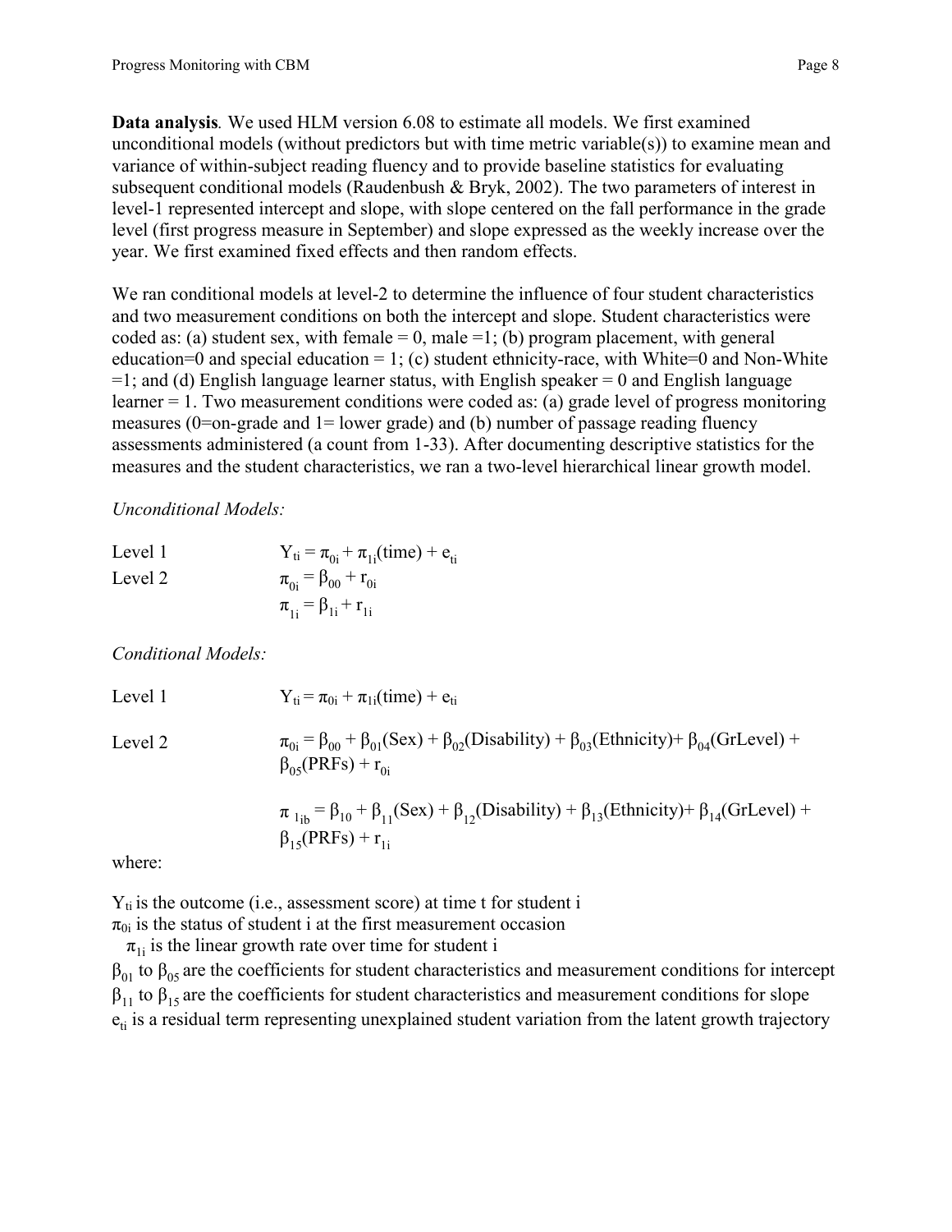**Data analysis**. We used HLM version 6.08 to estimate all models. We first examined unconditional models (without predictors but with time metric variable(s)) to examine mean and variance of within-subject reading fluency and to provide baseline statistics for evaluating subsequent conditional models (Raudenbush & Bryk, 2002). The two parameters of interest in level-1 represented intercept and slope, with slope centered on the fall performance in the grade level (first progress measure in September) and slope expressed as the weekly increase over the year. We first examined fixed effects and then random effects.

We ran conditional models at level-2 to determine the influence of four student characteristics and two measurement conditions on both the intercept and slope. Student characteristics were coded as: (a) student sex, with female = 0, male =1; (b) program placement, with general education=0 and special education = 1; (c) student ethnicity-race, with White=0 and Non-White =1; and (d) English language learner status, with English speaker = 0 and English language learner = 1. Two measurement conditions were coded as: (a) grade level of progress monitoring measures (0=on-grade and 1= lower grade) and (b) number of passage reading fluency assessments administered (a count from 1-33). After documenting descriptive statistics for the measures and the student characteristics, we ran a two-level hierarchical linear growth model.

*Unconditional Models:*

Level 1 $$Y_{ti} = \pi_{0i} + \pi_{1i}(\text{time}) + e_{ti}$$

Level 2 $$\pi_{0i} = \beta_{00} + r_{0i}$$

$$\pi_{1i} = \beta_{1i} + r_{1i}$$

*Conditional Models:*

Level 1 $$Y_{ti} = \pi_{0i} + \pi_{1i}(\text{time}) + e_{ti}$$

Level 2 $$\pi_{0i} = \beta_{00} + \beta_{01}(\text{Sex}) + \beta_{02}(\text{Disability}) + \beta_{03}(\text{Ethnicity}) + \beta_{04}(\text{GrLevel}) + \beta_{05}(\text{PRFs}) + r_{0i}$$

$$\pi_{1ib} = \beta_{10} + \beta_{11}(\text{Sex}) + \beta_{12}(\text{Disability}) + \beta_{13}(\text{Ethnicity}) + \beta_{14}(\text{GrLevel}) + \beta_{15}(\text{PRFs}) + r_{1i}$$

where:

$Y_{ti}$ is the outcome (i.e., assessment score) at time t for student i
$\pi_{0i}$ is the status of student i at the first measurement occasion
$\pi_{1i}$ is the linear growth rate over time for student i
$\beta_{01}$ to $\beta_{05}$ are the coefficients for student characteristics and measurement conditions for intercept
$\beta_{11}$ to $\beta_{15}$ are the coefficients for student characteristics and measurement conditions for slope
$e_{ti}$ is a residual term representing unexplained student variation from the latent growth trajectory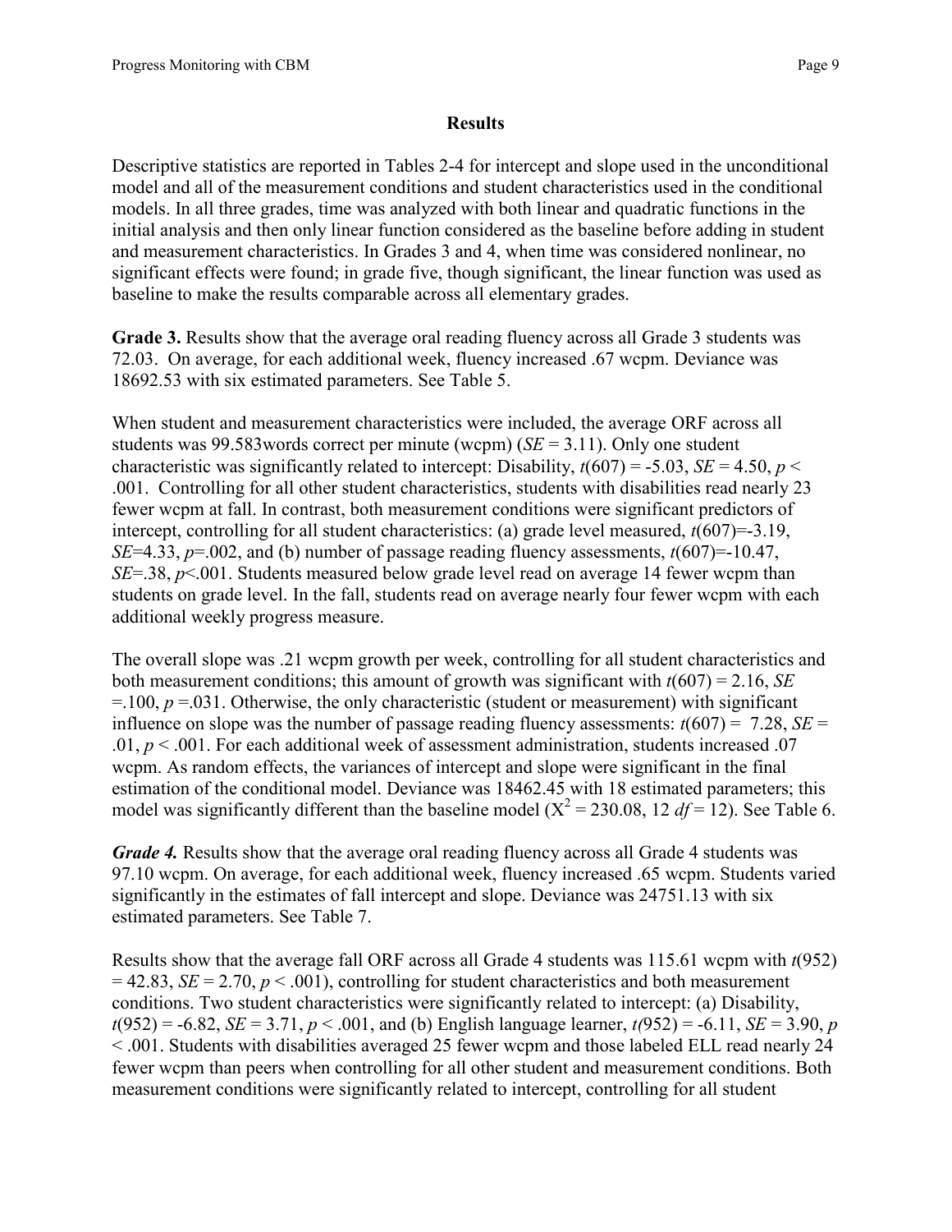## Results

Descriptive statistics are reported in Tables 2-4 for intercept and slope used in the unconditional model and all of the measurement conditions and student characteristics used in the conditional models. In all three grades, time was analyzed with both linear and quadratic functions in the initial analysis and then only linear function considered as the baseline before adding in student and measurement characteristics. In Grades 3 and 4, when time was considered nonlinear, no significant effects were found; in grade five, though significant, the linear function was used as baseline to make the results comparable across all elementary grades.

**Grade 3.** Results show that the average oral reading fluency across all Grade 3 students was 72.03. On average, for each additional week, fluency increased .67 wcpm. Deviance was 18692.53 with six estimated parameters. See Table 5.

When student and measurement characteristics were included, the average ORF across all students was 99.583words correct per minute (wcpm) ($SE$ = 3.11). Only one student characteristic was significantly related to intercept: Disability, $t(607) = -5.03$, $SE$ = 4.50, $p < .001$. Controlling for all other student characteristics, students with disabilities read nearly 23 fewer wcpm at fall. In contrast, both measurement conditions were significant predictors of intercept, controlling for all student characteristics: (a) grade level measured, $t(607)=-3.19$, $SE$=4.33, $p$=.002, and (b) number of passage reading fluency assessments, $t(607)=-10.47$, $SE$=.38, $p$<.001. Students measured below grade level read on average 14 fewer wcpm than students on grade level. In the fall, students read on average nearly four fewer wcpm with each additional weekly progress measure.

The overall slope was .21 wcpm growth per week, controlling for all student characteristics and both measurement conditions; this amount of growth was significant with $t(607) = 2.16$, $SE$ =.100, $p$ =.031. Otherwise, the only characteristic (student or measurement) with significant influence on slope was the number of passage reading fluency assessments: $t(607) = 7.28$, $SE$ = .01, $p < .001$. For each additional week of assessment administration, students increased .07 wcpm. As random effects, the variances of intercept and slope were significant in the final estimation of the conditional model. Deviance was 18462.45 with 18 estimated parameters; this model was significantly different than the baseline model ($X^2 = 230.08$, 12 $df = 12$). See Table 6.

***Grade 4.*** Results show that the average oral reading fluency across all Grade 4 students was 97.10 wcpm. On average, for each additional week, fluency increased .65 wcpm. Students varied significantly in the estimates of fall intercept and slope. Deviance was 24751.13 with six estimated parameters. See Table 7.

Results show that the average fall ORF across all Grade 4 students was 115.61 wcpm with $t(952) = 42.83$, $SE$ = 2.70, $p < .001$), controlling for student characteristics and both measurement conditions. Two student characteristics were significantly related to intercept: (a) Disability, $t(952) = -6.82$, $SE$ = 3.71, $p < .001$, and (b) English language learner, $t(952) = -6.11$, $SE$ = 3.90, $p < .001$. Students with disabilities averaged 25 fewer wcpm and those labeled ELL read nearly 24 fewer wcpm than peers when controlling for all other student and measurement conditions. Both measurement conditions were significantly related to intercept, controlling for all student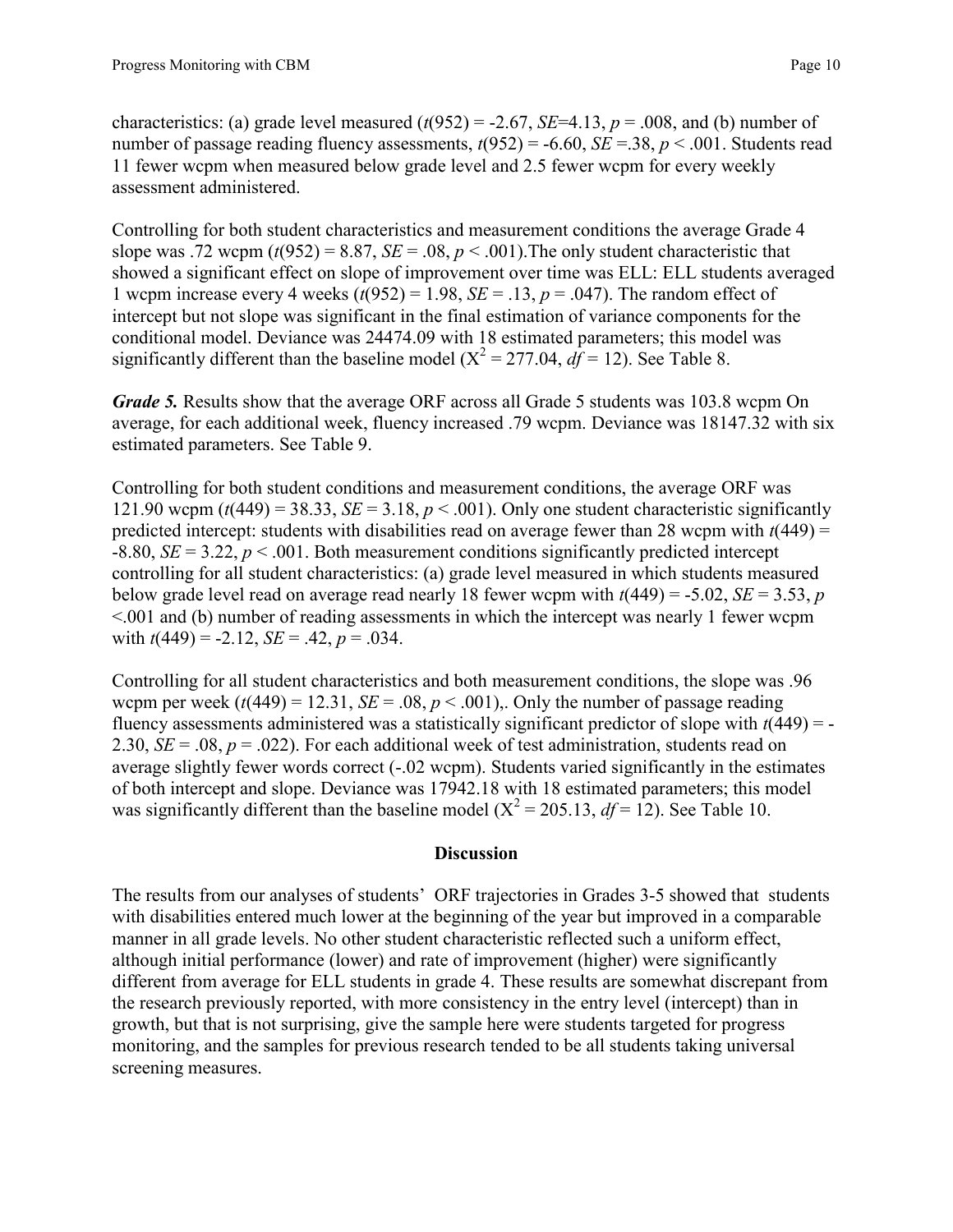characteristics: (a) grade level measured ($t(952) = -2.67$, $SE$=4.13, $p = .008$, and (b) number of number of passage reading fluency assessments, $t(952) = -6.60$, $SE$ =.38, $p < .001$. Students read 11 fewer wcpm when measured below grade level and 2.5 fewer wcpm for every weekly assessment administered.

Controlling for both student characteristics and measurement conditions the average Grade 4 slope was .72 wcpm ($t(952) = 8.87$, $SE = .08$, $p < .001$).The only student characteristic that showed a significant effect on slope of improvement over time was ELL: ELL students averaged 1 wcpm increase every 4 weeks ($t(952) = 1.98$, $SE = .13$, $p = .047$). The random effect of intercept but not slope was significant in the final estimation of variance components for the conditional model. Deviance was 24474.09 with 18 estimated parameters; this model was significantly different than the baseline model ($X^2 = 277.04$, $df = 12$). See Table 8.

***Grade 5.*** Results show that the average ORF across all Grade 5 students was 103.8 wcpm On average, for each additional week, fluency increased .79 wcpm. Deviance was 18147.32 with six estimated parameters. See Table 9.

Controlling for both student conditions and measurement conditions, the average ORF was 121.90 wcpm ($t(449) = 38.33$, $SE = 3.18$, $p < .001$). Only one student characteristic significantly predicted intercept: students with disabilities read on average fewer than 28 wcpm with $t(449) = -8.80$, $SE = 3.22$, $p < .001$. Both measurement conditions significantly predicted intercept controlling for all student characteristics: (a) grade level measured in which students measured below grade level read on average read nearly 18 fewer wcpm with $t(449) = -5.02$, $SE = 3.53$, $p$ <.001 and (b) number of reading assessments in which the intercept was nearly 1 fewer wcpm with $t(449) = -2.12$, $SE = .42$, $p = .034$.

Controlling for all student characteristics and both measurement conditions, the slope was .96 wcpm per week ($t(449) = 12.31$, $SE = .08$, $p < .001$),. Only the number of passage reading fluency assessments administered was a statistically significant predictor of slope with $t(449) = -2.30$, $SE = .08$, $p = .022$). For each additional week of test administration, students read on average slightly fewer words correct (-.02 wcpm). Students varied significantly in the estimates of both intercept and slope. Deviance was 17942.18 with 18 estimated parameters; this model was significantly different than the baseline model ($X^2 = 205.13$, $df = 12$). See Table 10.

## Discussion

The results from our analyses of students' ORF trajectories in Grades 3-5 showed that students with disabilities entered much lower at the beginning of the year but improved in a comparable manner in all grade levels. No other student characteristic reflected such a uniform effect, although initial performance (lower) and rate of improvement (higher) were significantly different from average for ELL students in grade 4. These results are somewhat discrepant from the research previously reported, with more consistency in the entry level (intercept) than in growth, but that is not surprising, give the sample here were students targeted for progress monitoring, and the samples for previous research tended to be all students taking universal screening measures.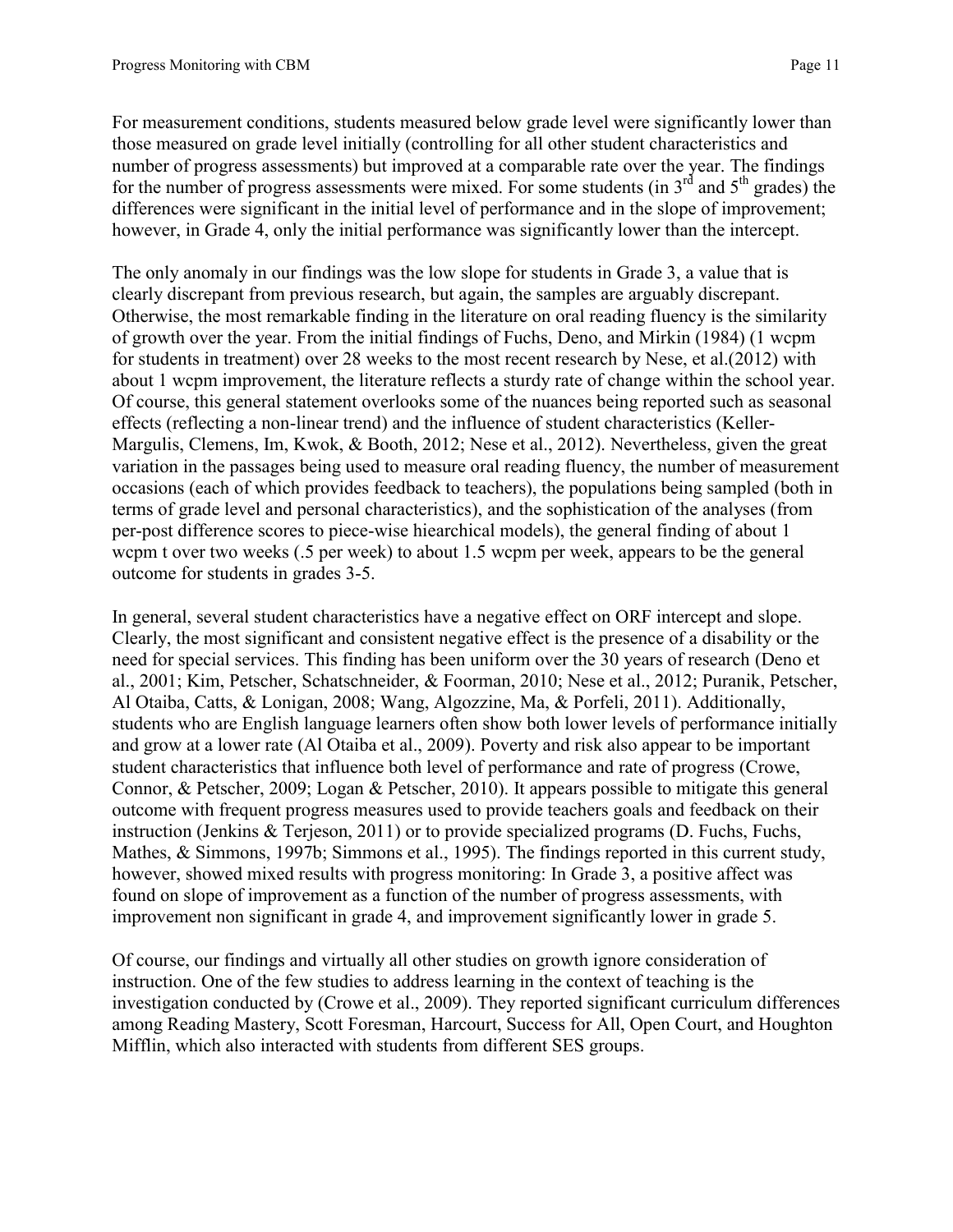For measurement conditions, students measured below grade level were significantly lower than those measured on grade level initially (controlling for all other student characteristics and number of progress assessments) but improved at a comparable rate over the year. The findings for the number of progress assessments were mixed. For some students (in 3rd and 5th grades) the differences were significant in the initial level of performance and in the slope of improvement; however, in Grade 4, only the initial performance was significantly lower than the intercept.

The only anomaly in our findings was the low slope for students in Grade 3, a value that is clearly discrepant from previous research, but again, the samples are arguably discrepant. Otherwise, the most remarkable finding in the literature on oral reading fluency is the similarity of growth over the year. From the initial findings of Fuchs, Deno, and Mirkin (1984) (1 wcpm for students in treatment) over 28 weeks to the most recent research by Nese, et al.(2012) with about 1 wcpm improvement, the literature reflects a sturdy rate of change within the school year. Of course, this general statement overlooks some of the nuances being reported such as seasonal effects (reflecting a non-linear trend) and the influence of student characteristics (Keller-Margulis, Clemens, Im, Kwok, & Booth, 2012; Nese et al., 2012). Nevertheless, given the great variation in the passages being used to measure oral reading fluency, the number of measurement occasions (each of which provides feedback to teachers), the populations being sampled (both in terms of grade level and personal characteristics), and the sophistication of the analyses (from per-post difference scores to piece-wise hiearchical models), the general finding of about 1 wcpm t over two weeks (.5 per week) to about 1.5 wcpm per week, appears to be the general outcome for students in grades 3-5.

In general, several student characteristics have a negative effect on ORF intercept and slope. Clearly, the most significant and consistent negative effect is the presence of a disability or the need for special services. This finding has been uniform over the 30 years of research (Deno et al., 2001; Kim, Petscher, Schatschneider, & Foorman, 2010; Nese et al., 2012; Puranik, Petscher, Al Otaiba, Catts, & Lonigan, 2008; Wang, Algozzine, Ma, & Porfeli, 2011). Additionally, students who are English language learners often show both lower levels of performance initially and grow at a lower rate (Al Otaiba et al., 2009). Poverty and risk also appear to be important student characteristics that influence both level of performance and rate of progress (Crowe, Connor, & Petscher, 2009; Logan & Petscher, 2010). It appears possible to mitigate this general outcome with frequent progress measures used to provide teachers goals and feedback on their instruction (Jenkins & Terjeson, 2011) or to provide specialized programs (D. Fuchs, Fuchs, Mathes, & Simmons, 1997b; Simmons et al., 1995). The findings reported in this current study, however, showed mixed results with progress monitoring: In Grade 3, a positive affect was found on slope of improvement as a function of the number of progress assessments, with improvement non significant in grade 4, and improvement significantly lower in grade 5.

Of course, our findings and virtually all other studies on growth ignore consideration of instruction. One of the few studies to address learning in the context of teaching is the investigation conducted by (Crowe et al., 2009). They reported significant curriculum differences among Reading Mastery, Scott Foresman, Harcourt, Success for All, Open Court, and Houghton Mifflin, which also interacted with students from different SES groups.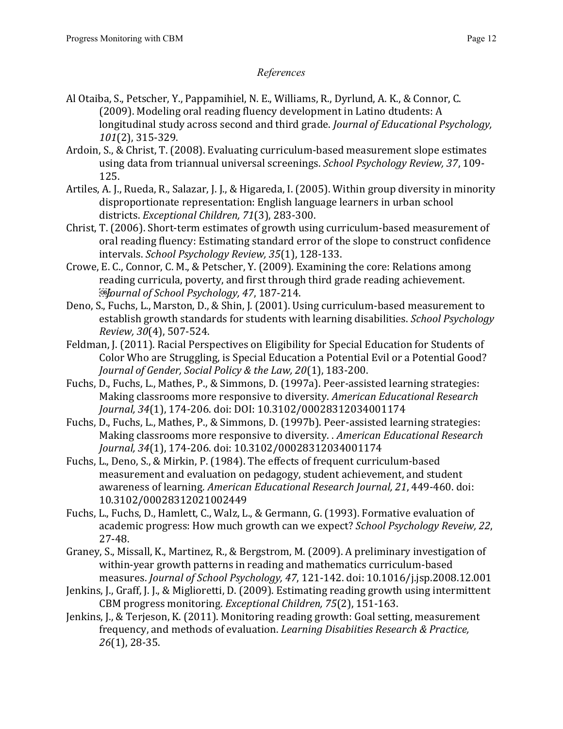*References*

Al Otaiba, S., Petscher, Y., Pappamihiel, N. E., Williams, R., Dyrlund, A. K., & Connor, C. (2009). Modeling oral reading fluency development in Latino dtudents: A longitudinal study across second and third grade. *Journal of Educational Psychology, 101*(2), 315-329.

Ardoin, S., & Christ, T. (2008). Evaluating curriculum-based measurement slope estimates using data from triannual universal screenings. *School Psychology Review, 37*, 109-125.

Artiles, A. J., Rueda, R., Salazar, J. J., & Higareda, I. (2005). Within group diversity in minority disproportionate representation: English language learners in urban school districts. *Exceptional Children, 71*(3), 283-300.

Christ, T. (2006). Short-term estimates of growth using curriculum-based measurement of oral reading fluency: Estimating standard error of the slope to construct confidence intervals. *School Psychology Review, 35*(1), 128-133.

Crowe, E. C., Connor, C. M., & Petscher, Y. (2009). Examining the core: Relations among reading curricula, poverty, and first through third grade reading achievement. *Journal of School Psychology, 47*, 187-214.

Deno, S., Fuchs, L., Marston, D., & Shin, J. (2001). Using curriculum-based measurement to establish growth standards for students with learning disabilities. *School Psychology Review, 30*(4), 507-524.

Feldman, J. (2011). Racial Perspectives on Eligibility for Special Education for Students of Color Who are Struggling, is Special Education a Potential Evil or a Potential Good? *Journal of Gender, Social Policy & the Law, 20*(1), 183-200.

Fuchs, D., Fuchs, L., Mathes, P., & Simmons, D. (1997a). Peer-assisted learning strategies: Making classrooms more responsive to diversity. *American Educational Research Journal, 34*(1), 174-206. doi: DOI: 10.3102/00028312034001174

Fuchs, D., Fuchs, L., Mathes, P., & Simmons, D. (1997b). Peer-assisted learning strategies: Making classrooms more responsive to diversity. . *American Educational Research Journal, 34*(1), 174-206. doi: 10.3102/00028312034001174

Fuchs, L., Deno, S., & Mirkin, P. (1984). The effects of frequent curriculum-based measurement and evaluation on pedagogy, student achievement, and student awareness of learning. *American Educational Research Journal, 21*, 449-460. doi: 10.3102/00028312021002449

Fuchs, L., Fuchs, D., Hamlett, C., Walz, L., & Germann, G. (1993). Formative evaluation of academic progress: How much growth can we expect? *School Psychology Reveiw, 22*, 27-48.

Graney, S., Missall, K., Martinez, R., & Bergstrom, M. (2009). A preliminary investigation of within-year growth patterns in reading and mathematics curriculum-based measures. *Journal of School Psychology, 47*, 121-142. doi: 10.1016/j.jsp.2008.12.001

Jenkins, J., Graff, J. J., & Miglioretti, D. (2009). Estimating reading growth using intermittent CBM progress monitoring. *Exceptional Children, 75*(2), 151-163.

Jenkins, J., & Terjeson, K. (2011). Monitoring reading growth: Goal setting, measurement frequency, and methods of evaluation. *Learning Disabiities Research & Practice, 26*(1), 28-35.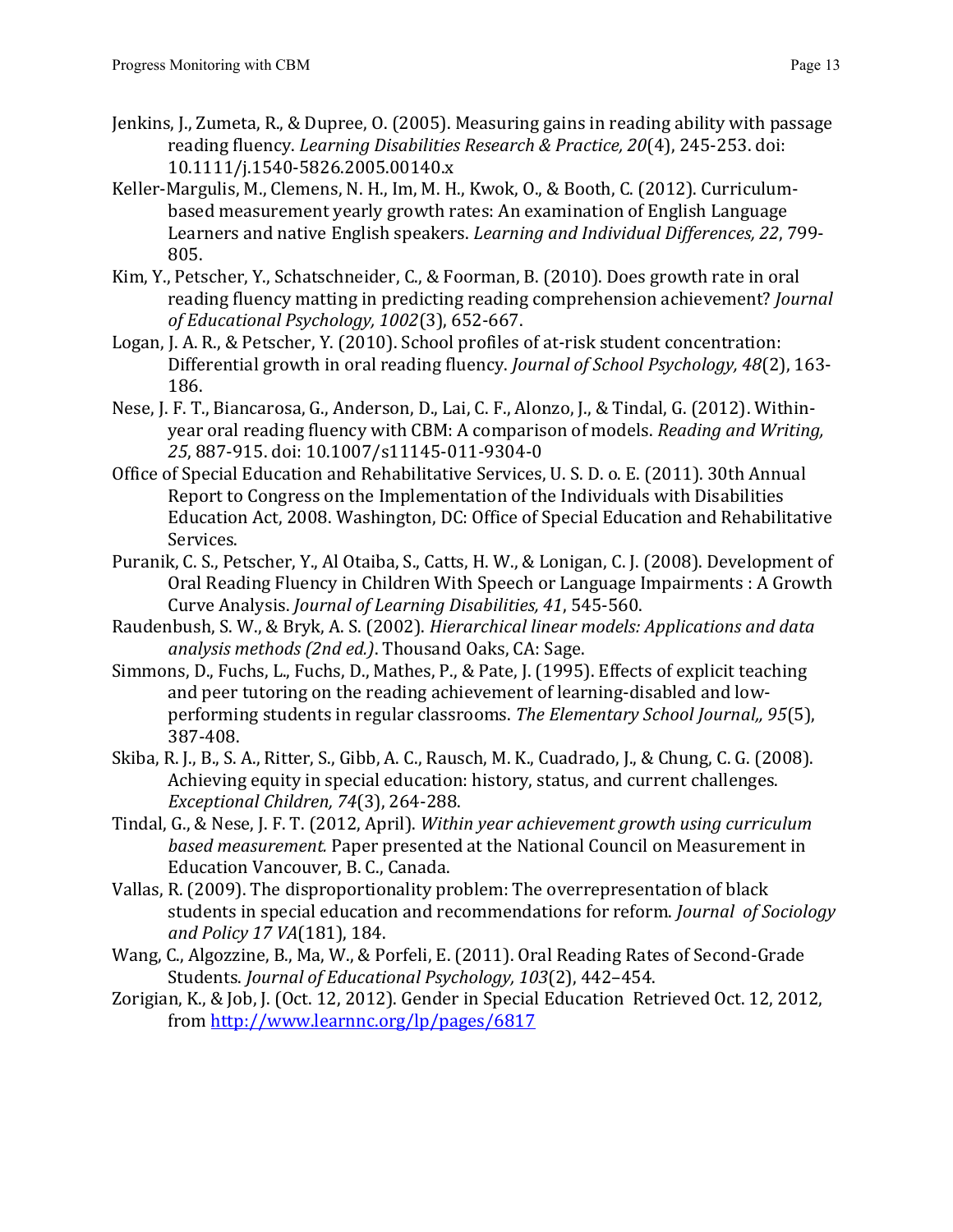Jenkins, J., Zumeta, R., & Dupree, O. (2005). Measuring gains in reading ability with passage reading fluency. *Learning Disabilities Research & Practice, 20*(4), 245-253. doi: 10.1111/j.1540-5826.2005.00140.x

Keller-Margulis, M., Clemens, N. H., Im, M. H., Kwok, O., & Booth, C. (2012). Curriculum-based measurement yearly growth rates: An examination of English Language Learners and native English speakers. *Learning and Individual Differences, 22*, 799-805.

Kim, Y., Petscher, Y., Schatschneider, C., & Foorman, B. (2010). Does growth rate in oral reading fluency matting in predicting reading comprehension achievement? *Journal of Educational Psychology, 1002*(3), 652-667.

Logan, J. A. R., & Petscher, Y. (2010). School profiles of at-risk student concentration: Differential growth in oral reading fluency. *Journal of School Psychology, 48*(2), 163-186.

Nese, J. F. T., Biancarosa, G., Anderson, D., Lai, C. F., Alonzo, J., & Tindal, G. (2012). Within-year oral reading fluency with CBM: A comparison of models. *Reading and Writing, 25*, 887-915. doi: 10.1007/s11145-011-9304-0

Office of Special Education and Rehabilitative Services, U. S. D. o. E. (2011). 30th Annual Report to Congress on the Implementation of the Individuals with Disabilities Education Act, 2008. Washington, DC: Office of Special Education and Rehabilitative Services.

Puranik, C. S., Petscher, Y., Al Otaiba, S., Catts, H. W., & Lonigan, C. J. (2008). Development of Oral Reading Fluency in Children With Speech or Language Impairments : A Growth Curve Analysis. *Journal of Learning Disabilities, 41*, 545-560.

Raudenbush, S. W., & Bryk, A. S. (2002). *Hierarchical linear models: Applications and data analysis methods (2nd ed.)*. Thousand Oaks, CA: Sage.

Simmons, D., Fuchs, L., Fuchs, D., Mathes, P., & Pate, J. (1995). Effects of explicit teaching and peer tutoring on the reading achievement of learning-disabled and low-performing students in regular classrooms. *The Elementary School Journal,, 95*(5), 387-408.

Skiba, R. J., B., S. A., Ritter, S., Gibb, A. C., Rausch, M. K., Cuadrado, J., & Chung, C. G. (2008). Achieving equity in special education: history, status, and current challenges. *Exceptional Children, 74*(3), 264-288.

Tindal, G., & Nese, J. F. T. (2012, April). *Within year achievement growth using curriculum based measurement.* Paper presented at the National Council on Measurement in Education Vancouver, B. C., Canada.

Vallas, R. (2009). The disproportionality problem: The overrepresentation of black students in special education and recommendations for reform. *Journal of Sociology and Policy 17 VA*(181), 184.

Wang, C., Algozzine, B., Ma, W., & Porfeli, E. (2011). Oral Reading Rates of Second-Grade Students. *Journal of Educational Psychology, 103*(2), 442–454.

Zorigian, K., & Job, J. (Oct. 12, 2012). Gender in Special Education Retrieved Oct. 12, 2012, from http://www.learnnc.org/lp/pages/6817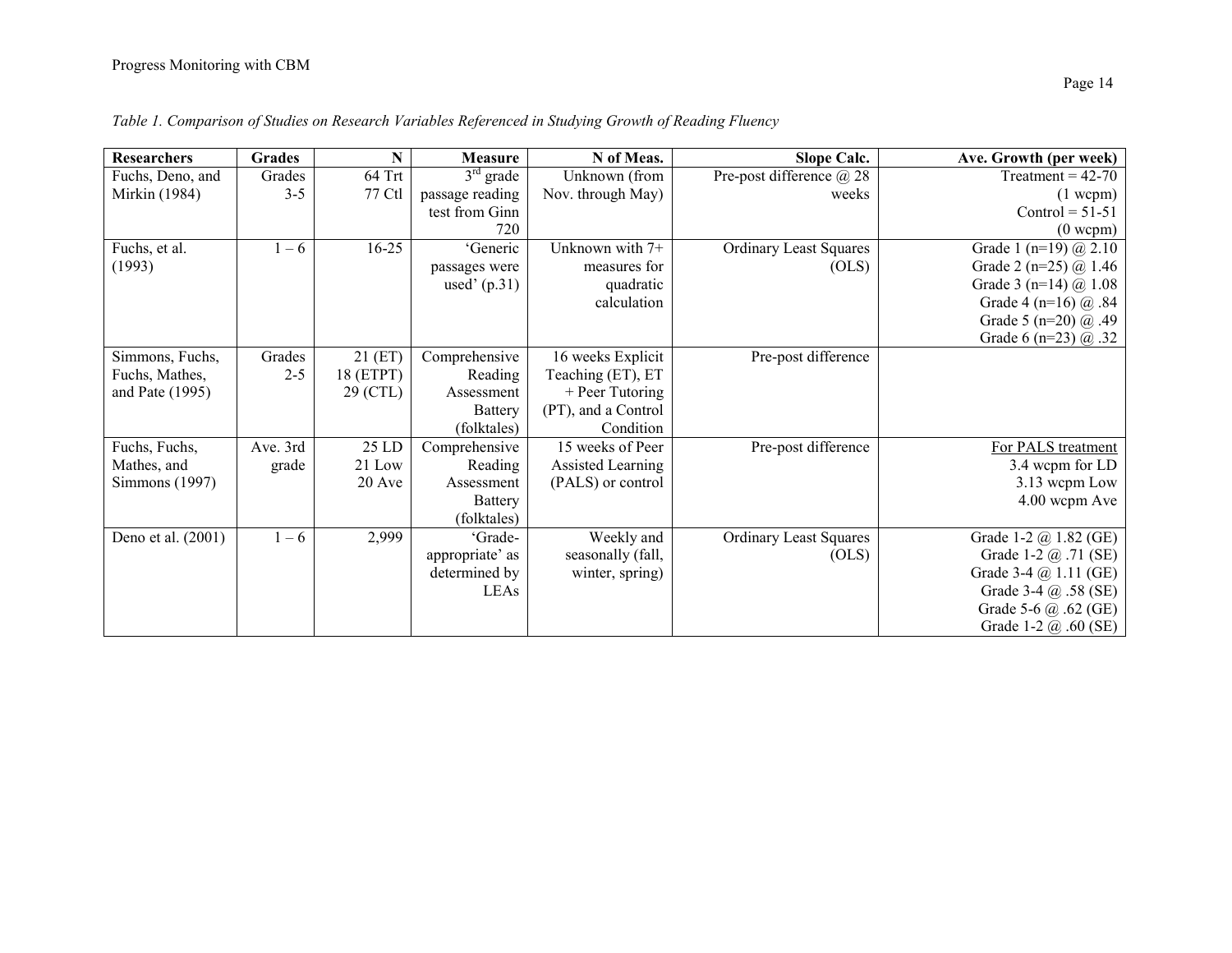*Table 1. Comparison of Studies on Research Variables Referenced in Studying Growth of Reading Fluency*

| Researchers | Grades | N | Measure | N of Meas. | Slope Calc. | Ave. Growth (per week) |
|---|---|---|---|---|---|---|
| Fuchs, Deno, and Mirkin (1984) | Grades 3-5 | 64 Trt<br>77 Ctl | 3rd grade passage reading test from Ginn 720 | Unknown (from Nov. through May) | Pre-post difference @ 28 weeks | Treatment = 42-70 (1 wcpm)<br>Control = 51-51 (0 wcpm) |
| Fuchs, et al. (1993) | 1 – 6 | 16-25 | 'Generic passages were used' (p.31) | Unknown with 7+ measures for quadratic calculation | Ordinary Least Squares (OLS) | Grade 1 (n=19) @ 2.10<br>Grade 2 (n=25) @ 1.46<br>Grade 3 (n=14) @ 1.08<br>Grade 4 (n=16) @ .84<br>Grade 5 (n=20) @ .49<br>Grade 6 (n=23) @ .32 |
| Simmons, Fuchs, Fuchs, Mathes, and Pate (1995) | Grades 2-5 | 21 (ET)<br>18 (ETPT)<br>29 (CTL) | Comprehensive Reading Assessment Battery (folktales) | 16 weeks Explicit Teaching (ET), ET + Peer Tutoring (PT), and a Control Condition | Pre-post difference | |
| Fuchs, Fuchs, Mathes, and Simmons (1997) | Ave. 3rd grade | 25 LD<br>21 Low<br>20 Ave | Comprehensive Reading Assessment Battery (folktales) | 15 weeks of Peer Assisted Learning (PALS) or control | Pre-post difference | For PALS treatment<br>3.4 wcpm for LD<br>3.13 wcpm Low<br>4.00 wcpm Ave |
| Deno et al. (2001) | 1 – 6 | 2,999 | 'Grade-appropriate' as determined by LEAs | Weekly and seasonally (fall, winter, spring) | Ordinary Least Squares (OLS) | Grade 1-2 @ 1.82 (GE)<br>Grade 1-2 @ .71 (SE)<br>Grade 3-4 @ 1.11 (GE)<br>Grade 3-4 @ .58 (SE)<br>Grade 5-6 @ .62 (GE)<br>Grade 1-2 @ .60 (SE) |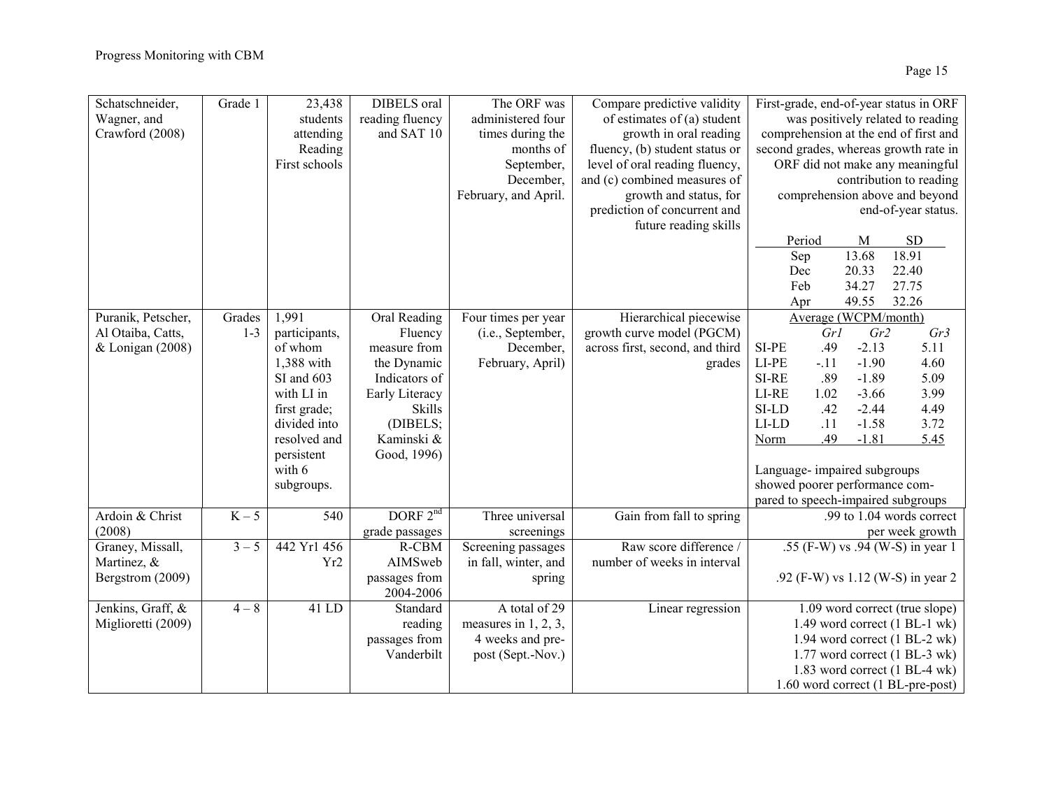| | | | | | | |
|---|---|---|---|---|---|---|
| Schatschneider, Wagner, and Crawford (2008) | Grade 1 | 23,438 students attending Reading First schools | DIBELS oral reading fluency and SAT 10 | The ORF was administered four times during the months of September, December, February, and April. | Compare predictive validity of estimates of (a) student growth in oral reading fluency, (b) student status or level of oral reading fluency, and (c) combined measures of growth and status, for prediction of concurrent and future reading skills | First-grade, end-of-year status in ORF was positively related to reading comprehension at the end of first and second grades, whereas growth rate in ORF did not make any meaningful contribution to reading comprehension above and beyond end-of-year status.<br><br>Period / M / SD<br>Sep 13.68 18.91<br>Dec 20.33 22.40<br>Feb 34.27 27.75<br>Apr 49.55 32.26 |
| Puranik, Petscher, Al Otaiba, Catts, & Lonigan (2008) | Grades 1-3 | 1,991 participants, of whom 1,388 with SI and 603 with LI in first grade; divided into resolved and persistent with 6 subgroups. | Oral Reading Fluency measure from the Dynamic Indicators of Early Literacy Skills (DIBELS; Kaminski & Good, 1996) | Four times per year (i.e., September, December, February, April) | Hierarchical piecewise growth curve model (PGCM) across first, second, and third grades | Average (WCPM/month)<br>*Gr1* / *Gr2* / *Gr3*<br>SI-PE .49 -2.13 5.11<br>LI-PE -.11 -1.90 4.60<br>SI-RE .89 -1.89 5.09<br>LI-RE 1.02 -3.66 3.99<br>SI-LD .42 -2.44 4.49<br>LI-LD .11 -1.58 3.72<br>Norm .49 -1.81 5.45<br><br>Language- impaired subgroups showed poorer performance com-pared to speech-impaired subgroups |
| Ardoin & Christ (2008) | K – 5 | 540 | DORF 2nd grade passages | Three universal screenings | Gain from fall to spring | .99 to 1.04 words correct per week growth |
| Graney, Missall, Martinez, & Bergstrom (2009) | 3 – 5 | 442 Yr1 456 Yr2 | R-CBM AIMSweb passages from 2004-2006 | Screening passages in fall, winter, and spring | Raw score difference / number of weeks in interval | .55 (F-W) vs .94 (W-S) in year 1<br><br>.92 (F-W) vs 1.12 (W-S) in year 2 |
| Jenkins, Graff, & Miglioretti (2009) | 4 – 8 | 41 LD | Standard reading passages from Vanderbilt | A total of 29 measures in 1, 2, 3, 4 weeks and pre-post (Sept.-Nov.) | Linear regression | 1.09 word correct (true slope)<br>1.49 word correct (1 BL-1 wk)<br>1.94 word correct (1 BL-2 wk)<br>1.77 word correct (1 BL-3 wk)<br>1.83 word correct (1 BL-4 wk)<br>1.60 word correct (1 BL-pre-post) |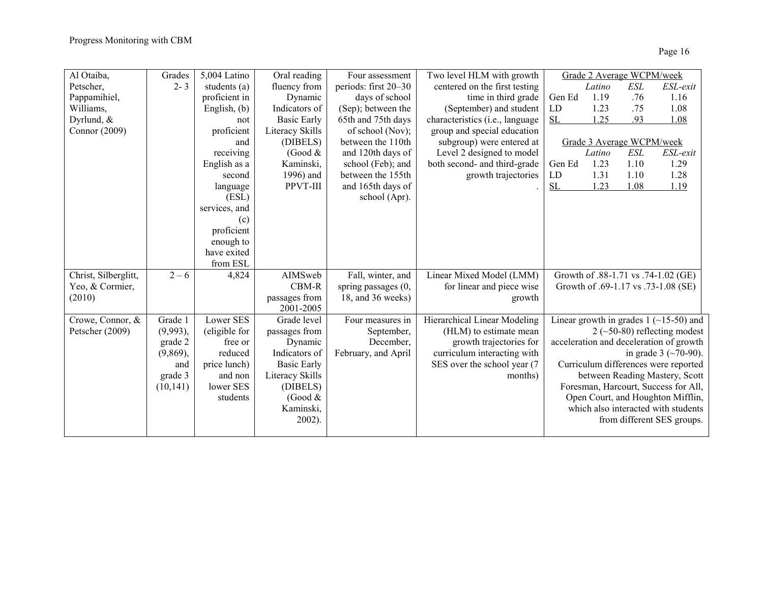| | | | | | | |
|---|---|---|---|---|---|---|
| Al Otaiba, Petscher, Pappamihiel, Williams, Dyrlund, & Connor (2009) | Grades 2- 3 | 5,004 Latino students (a) proficient in English, (b) not proficient and receiving English as a second language (ESL) services, and (c) proficient enough to have exited from ESL | Oral reading fluency from Dynamic Indicators of Basic Early Literacy Skills (DIBELS) (Good & Kaminski, 1996) and PPVT-III | Four assessment periods: first 20–30 days of school (Sep); between the 65th and 75th days of school (Nov); between the 110th and 120th days of school (Feb); and between the 155th and 165th days of school (Apr). | Two level HLM with growth centered on the first testing time in third grade (September) and student characteristics (i.e., language group and special education subgroup) were entered at Level 2 designed to model both second- and third-grade growth trajectories . | Grade 2 Average WCPM/week<br>*Latino* *ESL* *ESL-exit*<br>Gen Ed 1.19 .76 1.16<br>LD 1.23 .75 1.08<br>SL 1.25 .93 1.08<br><br>Grade 3 Average WCPM/week<br>*Latino* *ESL* *ESL-exit*<br>Gen Ed 1.23 1.10 1.29<br>LD 1.31 1.10 1.28<br>SL 1.23 1.08 1.19 |
| Christ, Silberglitt, Yeo, & Cormier, (2010) | 2 – 6 | 4,824 | AIMSweb CBM-R passages from 2001-2005 | Fall, winter, and spring passages (0, 18, and 36 weeks) | Linear Mixed Model (LMM) for linear and piece wise growth | Growth of .88-1.71 vs .74-1.02 (GE)<br>Growth of .69-1.17 vs .73-1.08 (SE) |
| Crowe, Connor, & Petscher (2009) | Grade 1 (9,993), grade 2 (9,869), and grade 3 (10,141) | Lower SES (eligible for free or reduced price lunch) and non lower SES students | Grade level passages from Dynamic Indicators of Basic Early Literacy Skills (DIBELS) (Good & Kaminski, 2002). | Four measures in September, December, February, and April | Hierarchical Linear Modeling (HLM) to estimate mean growth trajectories for curriculum interacting with SES over the school year (7 months) | Linear growth in grades 1 (~15-50) and 2 (~50-80) reflecting modest acceleration and deceleration of growth in grade 3 (~70-90). Curriculum differences were reported between Reading Mastery, Scott Foresman, Harcourt, Success for All, Open Court, and Houghton Mifflin, which also interacted with students from different SES groups. |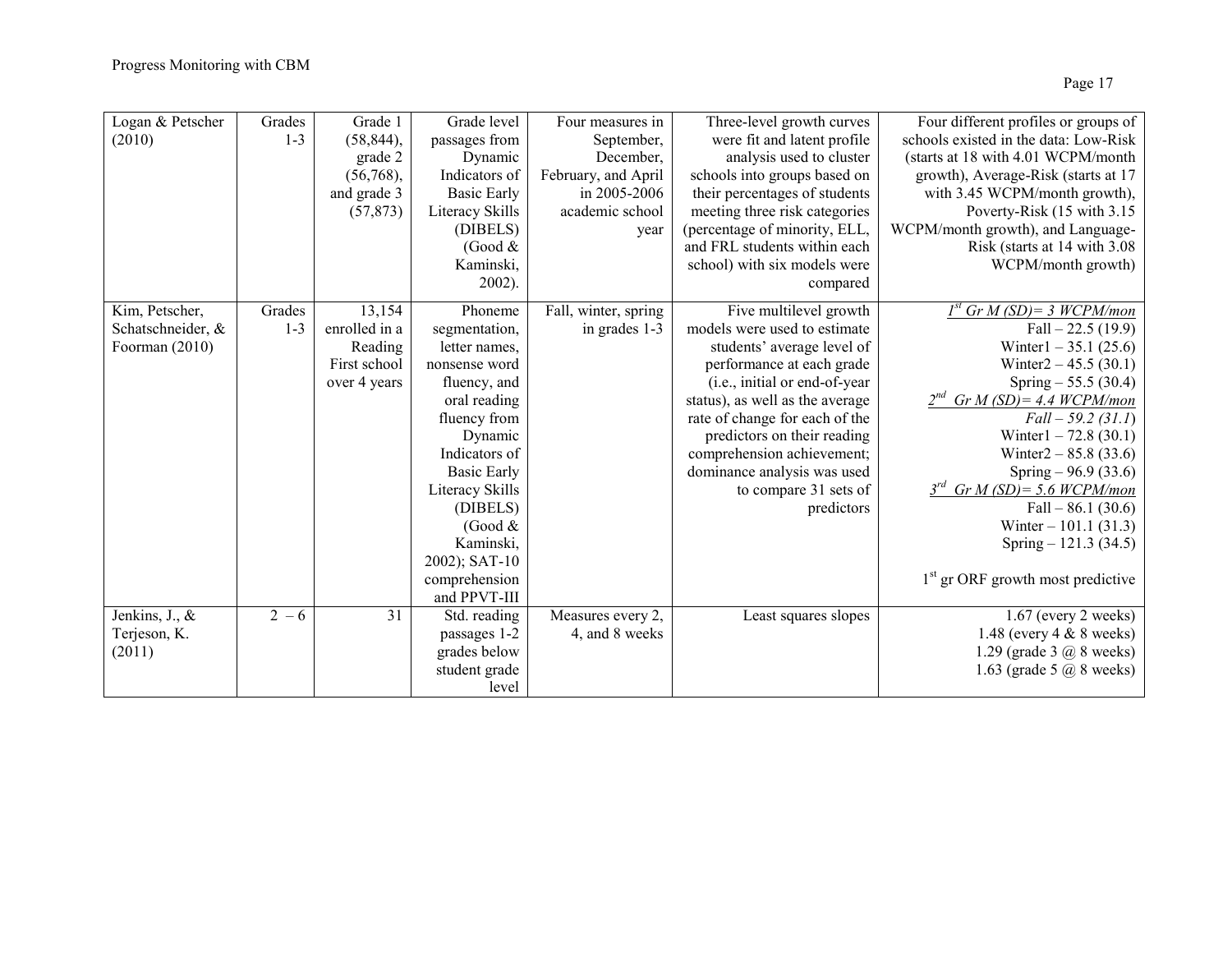| | | | | | | |
|---|---|---|---|---|---|---|
| Logan & Petscher (2010) | Grades 1-3 | Grade 1 (58,844), grade 2 (56,768), and grade 3 (57,873) | Grade level passages from Dynamic Indicators of Basic Early Literacy Skills (DIBELS) (Good & Kaminski, 2002). | Four measures in September, December, February, and April in 2005-2006 academic school year | Three-level growth curves were fit and latent profile analysis used to cluster schools into groups based on their percentages of students meeting three risk categories (percentage of minority, ELL, and FRL students within each school) with six models were compared | Four different profiles or groups of schools existed in the data: Low-Risk (starts at 18 with 4.01 WCPM/month growth), Average-Risk (starts at 17 with 3.45 WCPM/month growth), Poverty-Risk (15 with 3.15 WCPM/month growth), and Language-Risk (starts at 14 with 3.08 WCPM/month growth) |
| Kim, Petscher, Schatschneider, & Foorman (2010) | Grades 1-3 | 13,154 enrolled in a Reading First school over 4 years | Phoneme segmentation, letter names, nonsense word fluency, and oral reading fluency from Dynamic Indicators of Basic Early Literacy Skills (DIBELS) (Good & Kaminski, 2002); SAT-10 comprehension and PPVT-III | Fall, winter, spring in grades 1-3 | Five multilevel growth models were used to estimate students' average level of performance at each grade (i.e., initial or end-of-year status), as well as the average rate of change for each of the predictors on their reading comprehension achievement; dominance analysis was used to compare 31 sets of predictors | *1st Gr M (SD)= 3 WCPM/mon*<br>Fall – 22.5 (19.9)<br>Winter1 – 35.1 (25.6)<br>Winter2 – 45.5 (30.1)<br>Spring – 55.5 (30.4)<br>*2nd Gr M (SD)= 4.4 WCPM/mon*<br>*Fall – 59.2 (31.1)*<br>Winter1 – 72.8 (30.1)<br>Winter2 – 85.8 (33.6)<br>Spring – 96.9 (33.6)<br>*3rd Gr M (SD)= 5.6 WCPM/mon*<br>Fall – 86.1 (30.6)<br>Winter – 101.1 (31.3)<br>Spring – 121.3 (34.5)<br><br>1st gr ORF growth most predictive |
| Jenkins, J., & Terjeson, K. (2011) | 2 – 6 | 31 | Std. reading passages 1-2 grades below student grade level | Measures every 2, 4, and 8 weeks | Least squares slopes | 1.67 (every 2 weeks)<br>1.48 (every 4 & 8 weeks)<br>1.29 (grade 3 @ 8 weeks)<br>1.63 (grade 5 @ 8 weeks) |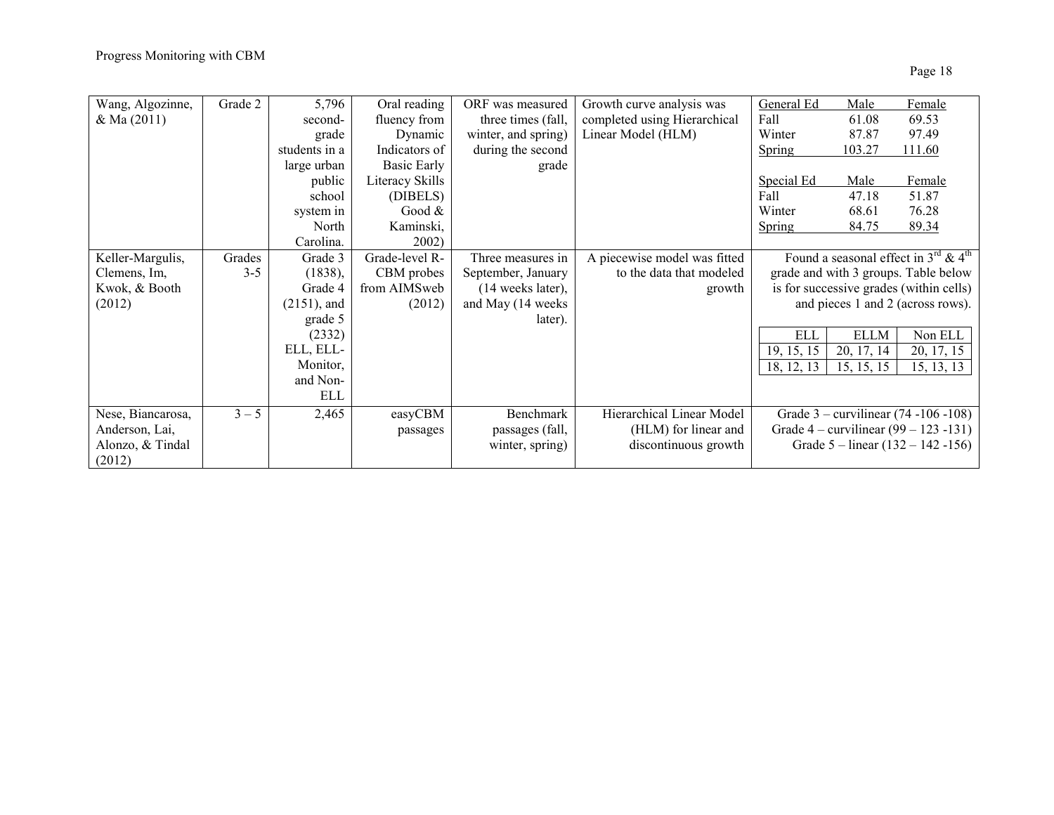| | | | | | | |
|---|---|---|---|---|---|---|
| Wang, Algozinne, & Ma (2011) | Grade 2 | 5,796 second-grade students in a large urban public school system in North Carolina. | Oral reading fluency from Dynamic Indicators of Basic Early Literacy Skills (DIBELS) Good & Kaminski, 2002) | ORF was measured three times (fall, winter, and spring) during the second grade | Growth curve analysis was completed using Hierarchical Linear Model (HLM) | General Ed: Male / Female<br>Fall: 61.08 / 69.53<br>Winter: 87.87 / 97.49<br>Spring: 103.27 / 111.60<br><br>Special Ed: Male / Female<br>Fall: 47.18 / 51.87<br>Winter: 68.61 / 76.28<br>Spring: 84.75 / 89.34 |
| Keller-Margulis, Clemens, Im, Kwok, & Booth (2012) | Grades 3-5 | Grade 3 (1838), Grade 4 (2151), and grade 5 (2332) ELL, ELL-Monitor, and Non-ELL | Grade-level R-CBM probes from AIMSweb (2012) | Three measures in September, January (14 weeks later), and May (14 weeks later). | A piecewise model was fitted to the data that modeled growth | Found a seasonal effect in 3rd & 4th grade and with 3 groups. Table below is for successive grades (within cells) and pieces 1 and 2 (across rows).<br><br>ELL / ELLM / Non ELL<br>19, 15, 15 / 20, 17, 14 / 20, 17, 15<br>18, 12, 13 / 15, 15, 15 / 15, 13, 13 |
| Nese, Biancarosa, Anderson, Lai, Alonzo, & Tindal (2012) | 3 – 5 | 2,465 | easyCBM passages | Benchmark passages (fall, winter, spring) | Hierarchical Linear Model (HLM) for linear and discontinuous growth | Grade 3 – curvilinear (74 -106 -108)<br>Grade 4 – curvilinear (99 – 123 -131)<br>Grade 5 – linear (132 – 142 -156) |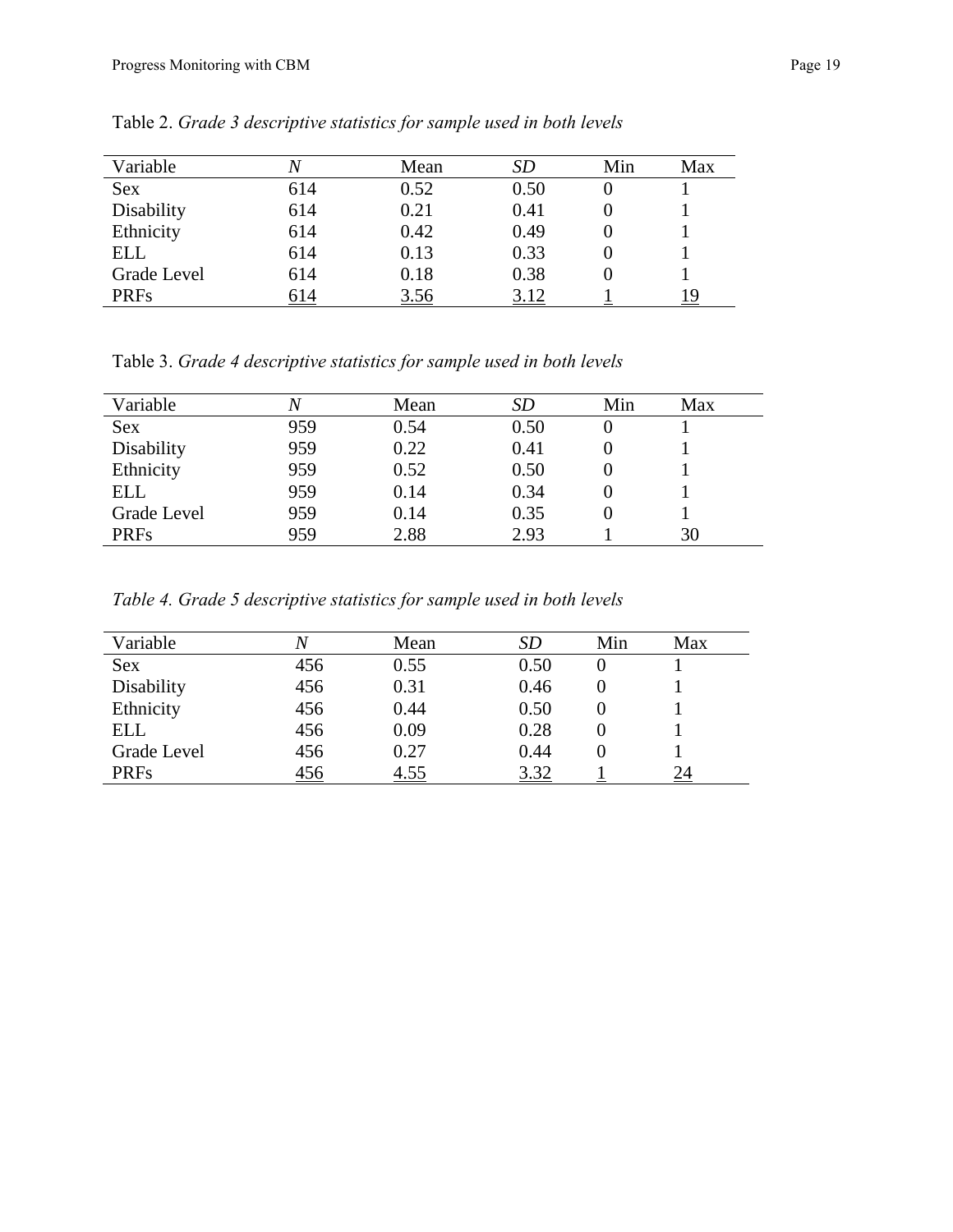Table 2. *Grade 3 descriptive statistics for sample used in both levels*

| Variable | *N* | Mean | *SD* | Min | Max |
|---|---|---|---|---|---|
| Sex | 614 | 0.52 | 0.50 | 0 | 1 |
| Disability | 614 | 0.21 | 0.41 | 0 | 1 |
| Ethnicity | 614 | 0.42 | 0.49 | 0 | 1 |
| ELL | 614 | 0.13 | 0.33 | 0 | 1 |
| Grade Level | 614 | 0.18 | 0.38 | 0 | 1 |
| PRFs | 614 | 3.56 | 3.12 | 1 | 19 |

Table 3. *Grade 4 descriptive statistics for sample used in both levels*

| Variable | *N* | Mean | *SD* | Min | Max |
|---|---|---|---|---|---|
| Sex | 959 | 0.54 | 0.50 | 0 | 1 |
| Disability | 959 | 0.22 | 0.41 | 0 | 1 |
| Ethnicity | 959 | 0.52 | 0.50 | 0 | 1 |
| ELL | 959 | 0.14 | 0.34 | 0 | 1 |
| Grade Level | 959 | 0.14 | 0.35 | 0 | 1 |
| PRFs | 959 | 2.88 | 2.93 | 1 | 30 |

*Table 4. Grade 5 descriptive statistics for sample used in both levels*

| Variable | *N* | Mean | *SD* | Min | Max |
|---|---|---|---|---|---|
| Sex | 456 | 0.55 | 0.50 | 0 | 1 |
| Disability | 456 | 0.31 | 0.46 | 0 | 1 |
| Ethnicity | 456 | 0.44 | 0.50 | 0 | 1 |
| ELL | 456 | 0.09 | 0.28 | 0 | 1 |
| Grade Level | 456 | 0.27 | 0.44 | 0 | 1 |
| PRFs | 456 | 4.55 | 3.32 | 1 | 24 |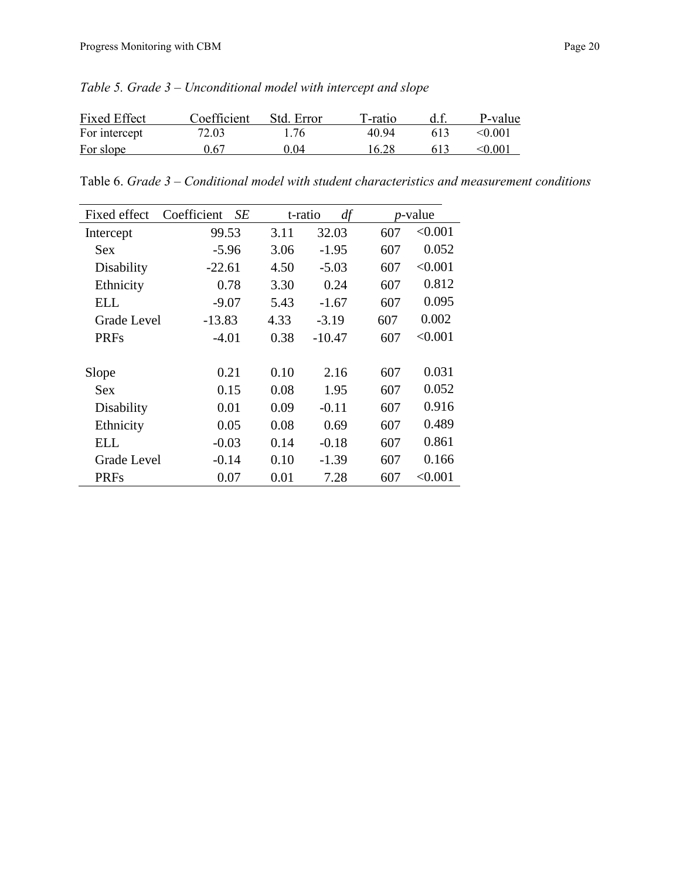*Table 5. Grade 3 – Unconditional model with intercept and slope*

| Fixed Effect | Coefficient | Std. Error | T-ratio | d.f. | P-value |
|---|---|---|---|---|---|
| For intercept | 72.03 | 1.76 | 40.94 | 613 | <0.001 |
| For slope | 0.67 | 0.04 | 16.28 | 613 | <0.001 |

Table 6. *Grade 3 – Conditional model with student characteristics and measurement conditions*

| Fixed effect | Coefficient | *SE* | t-ratio | *df* | *p*-value |
|---|---|---|---|---|---|
| Intercept | 99.53 | 3.11 | 32.03 | 607 | <0.001 |
| Sex | -5.96 | 3.06 | -1.95 | 607 | 0.052 |
| Disability | -22.61 | 4.50 | -5.03 | 607 | <0.001 |
| Ethnicity | 0.78 | 3.30 | 0.24 | 607 | 0.812 |
| ELL | -9.07 | 5.43 | -1.67 | 607 | 0.095 |
| Grade Level | -13.83 | 4.33 | -3.19 | 607 | 0.002 |
| PRFs | -4.01 | 0.38 | -10.47 | 607 | <0.001 |
| | | | | | |
| Slope | 0.21 | 0.10 | 2.16 | 607 | 0.031 |
| Sex | 0.15 | 0.08 | 1.95 | 607 | 0.052 |
| Disability | 0.01 | 0.09 | -0.11 | 607 | 0.916 |
| Ethnicity | 0.05 | 0.08 | 0.69 | 607 | 0.489 |
| ELL | -0.03 | 0.14 | -0.18 | 607 | 0.861 |
| Grade Level | -0.14 | 0.10 | -1.39 | 607 | 0.166 |
| PRFs | 0.07 | 0.01 | 7.28 | 607 | <0.001 |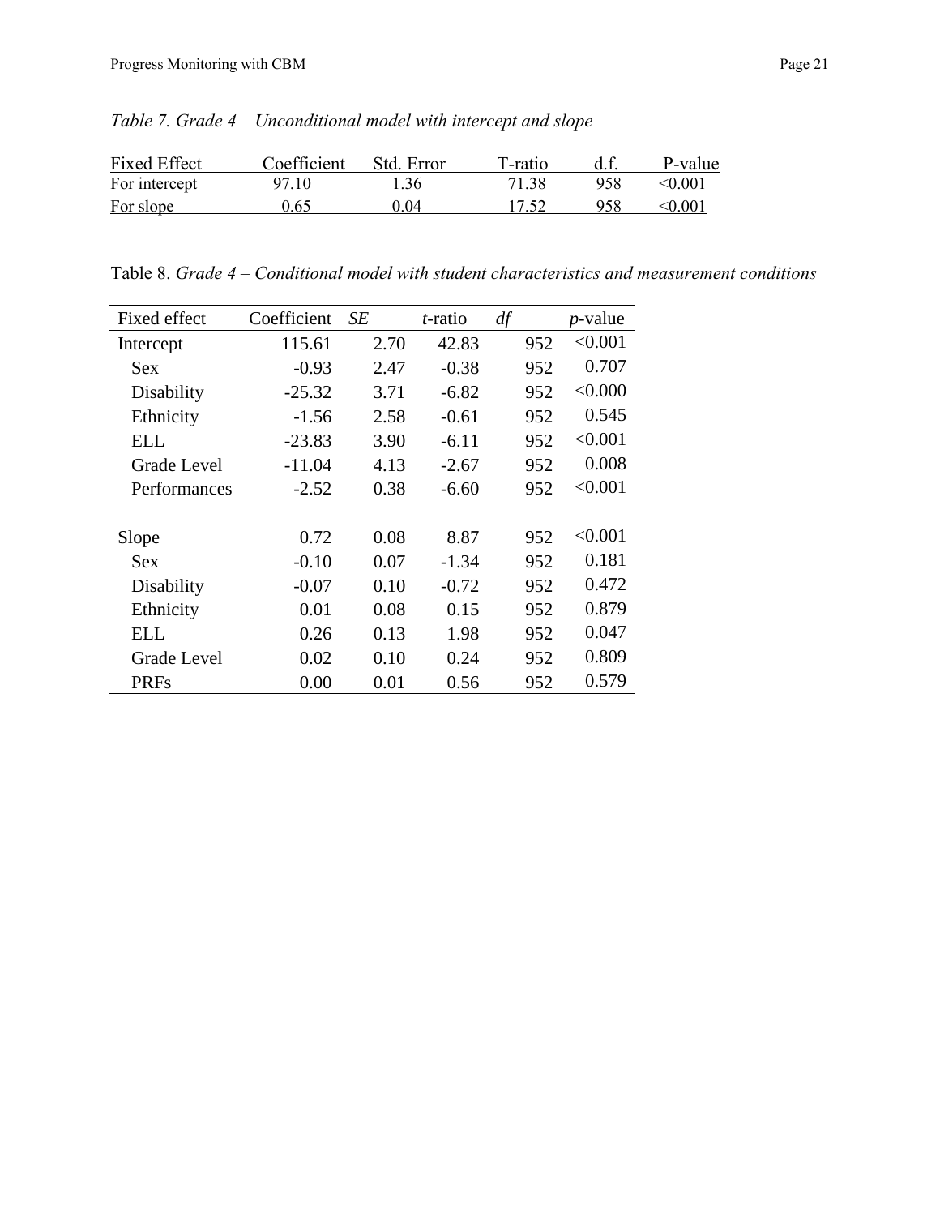*Table 7. Grade 4 – Unconditional model with intercept and slope*

| Fixed Effect | Coefficient | Std. Error | T-ratio | d.f. | P-value |
|---|---|---|---|---|---|
| For intercept | 97.10 | 1.36 | 71.38 | 958 | <0.001 |
| For slope | 0.65 | 0.04 | 17.52 | 958 | <0.001 |

Table 8. *Grade 4 – Conditional model with student characteristics and measurement conditions*

| Fixed effect | Coefficient | *SE* | *t*-ratio | *df* | *p*-value |
|---|---|---|---|---|---|
| Intercept | 115.61 | 2.70 | 42.83 | 952 | <0.001 |
| Sex | -0.93 | 2.47 | -0.38 | 952 | 0.707 |
| Disability | -25.32 | 3.71 | -6.82 | 952 | <0.000 |
| Ethnicity | -1.56 | 2.58 | -0.61 | 952 | 0.545 |
| ELL | -23.83 | 3.90 | -6.11 | 952 | <0.001 |
| Grade Level | -11.04 | 4.13 | -2.67 | 952 | 0.008 |
| Performances | -2.52 | 0.38 | -6.60 | 952 | <0.001 |
| | | | | | |
| Slope | 0.72 | 0.08 | 8.87 | 952 | <0.001 |
| Sex | -0.10 | 0.07 | -1.34 | 952 | 0.181 |
| Disability | -0.07 | 0.10 | -0.72 | 952 | 0.472 |
| Ethnicity | 0.01 | 0.08 | 0.15 | 952 | 0.879 |
| ELL | 0.26 | 0.13 | 1.98 | 952 | 0.047 |
| Grade Level | 0.02 | 0.10 | 0.24 | 952 | 0.809 |
| PRFs | 0.00 | 0.01 | 0.56 | 952 | 0.579 |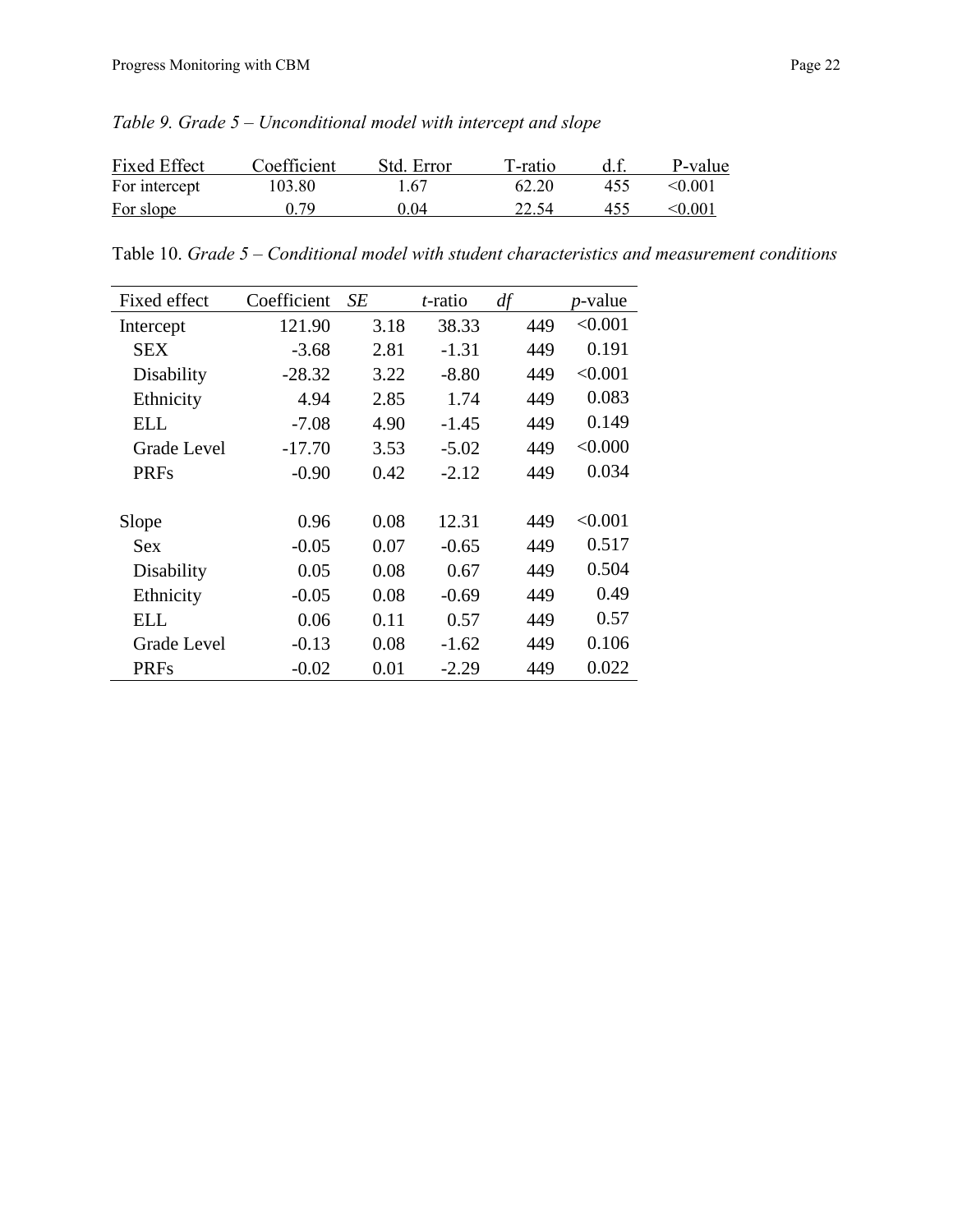*Table 9. Grade 5 – Unconditional model with intercept and slope*

| Fixed Effect | Coefficient | Std. Error | T-ratio | d.f. | P-value |
|---|---|---|---|---|---|
| For intercept | 103.80 | 1.67 | 62.20 | 455 | <0.001 |
| For slope | 0.79 | 0.04 | 22.54 | 455 | <0.001 |

Table 10. *Grade 5 – Conditional model with student characteristics and measurement conditions*

| Fixed effect | Coefficient | *SE* | *t*-ratio | *df* | *p*-value |
|---|---|---|---|---|---|
| Intercept | 121.90 | 3.18 | 38.33 | 449 | <0.001 |
| SEX | -3.68 | 2.81 | -1.31 | 449 | 0.191 |
| Disability | -28.32 | 3.22 | -8.80 | 449 | <0.001 |
| Ethnicity | 4.94 | 2.85 | 1.74 | 449 | 0.083 |
| ELL | -7.08 | 4.90 | -1.45 | 449 | 0.149 |
| Grade Level | -17.70 | 3.53 | -5.02 | 449 | <0.000 |
| PRFs | -0.90 | 0.42 | -2.12 | 449 | 0.034 |
| | | | | | |
| Slope | 0.96 | 0.08 | 12.31 | 449 | <0.001 |
| Sex | -0.05 | 0.07 | -0.65 | 449 | 0.517 |
| Disability | 0.05 | 0.08 | 0.67 | 449 | 0.504 |
| Ethnicity | -0.05 | 0.08 | -0.69 | 449 | 0.49 |
| ELL | 0.06 | 0.11 | 0.57 | 449 | 0.57 |
| Grade Level | -0.13 | 0.08 | -1.62 | 449 | 0.106 |
| PRFs | -0.02 | 0.01 | -2.29 | 449 | 0.022 |